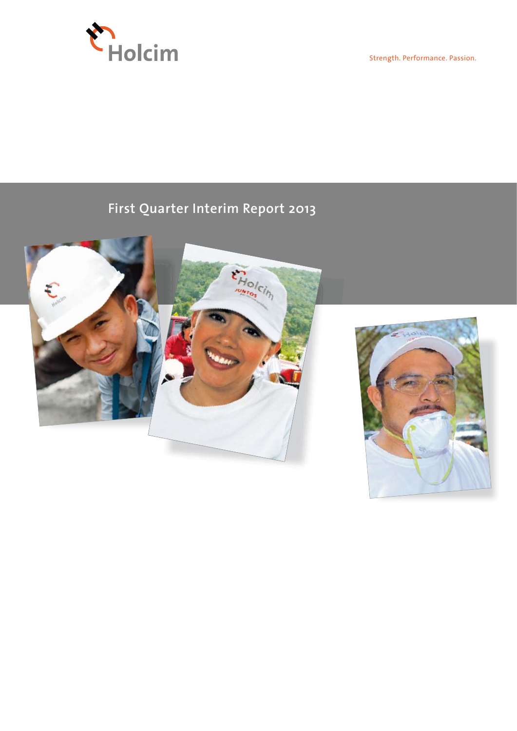Holcim

Strength. Performance. Passion.

# First Quarter Interim Report 2013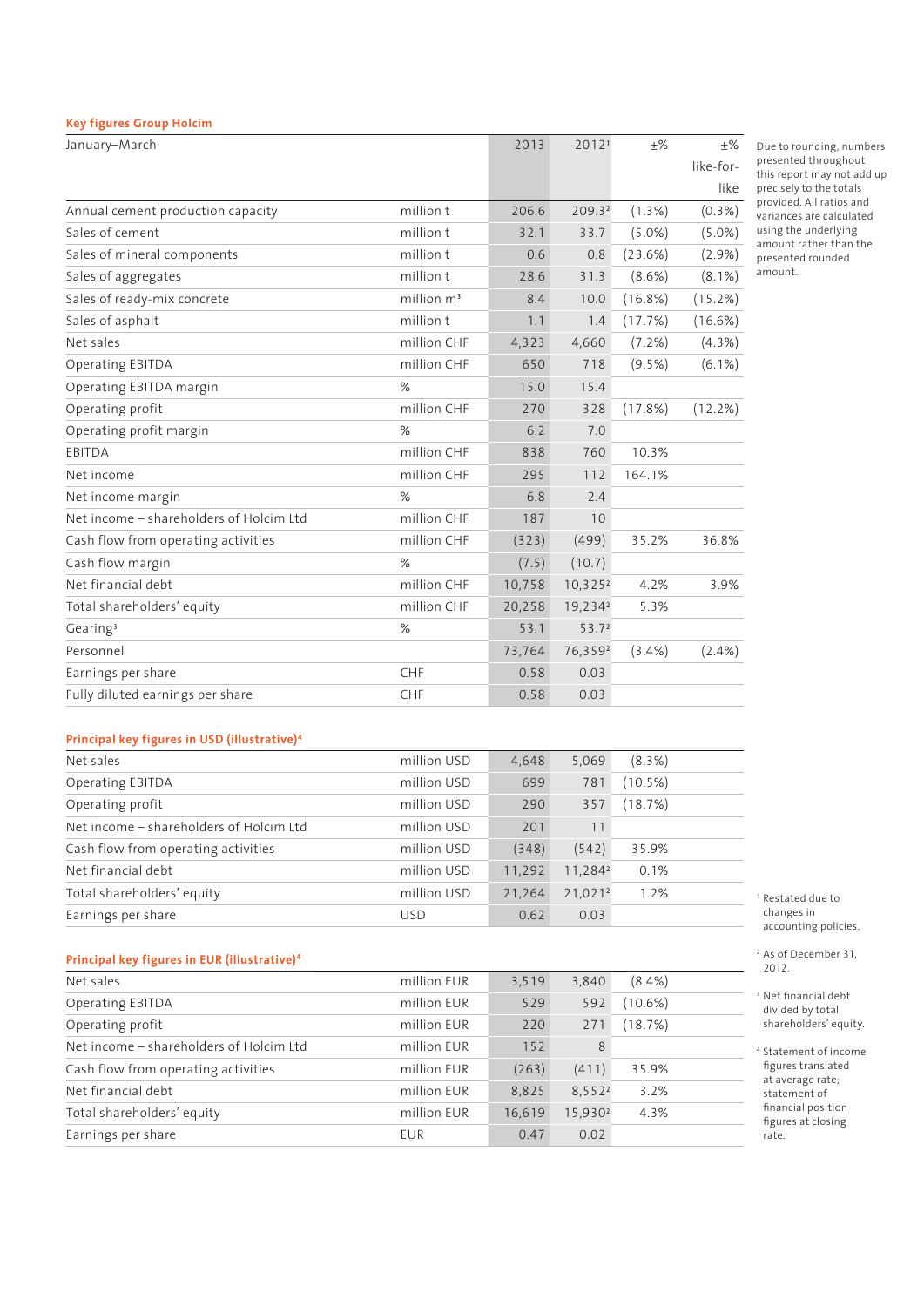## Key figures Group Holcim

| January–March | | 2013 | 2012[1] | ±% | ±% like-for-like |
|---|---|---|---|---|---|
| Annual cement production capacity | million t | 206.6 | 209.3[2] | (1.3%) | (0.3%) |
| Sales of cement | million t | 32.1 | 33.7 | (5.0%) | (5.0%) |
| Sales of mineral components | million t | 0.6 | 0.8 | (23.6%) | (2.9%) |
| Sales of aggregates | million t | 28.6 | 31.3 | (8.6%) | (8.1%) |
| Sales of ready-mix concrete | million $m^3$ | 8.4 | 10.0 | (16.8%) | (15.2%) |
| Sales of asphalt | million t | 1.1 | 1.4 | (17.7%) | (16.6%) |
| Net sales | million CHF | 4,323 | 4,660 | (7.2%) | (4.3%) |
| Operating EBITDA | million CHF | 650 | 718 | (9.5%) | (6.1%) |
| Operating EBITDA margin | % | 15.0 | 15.4 | | |
| Operating profit | million CHF | 270 | 328 | (17.8%) | (12.2%) |
| Operating profit margin | % | 6.2 | 7.0 | | |
| EBITDA | million CHF | 838 | 760 | 10.3% | |
| Net income | million CHF | 295 | 112 | 164.1% | |
| Net income margin | % | 6.8 | 2.4 | | |
| Net income – shareholders of Holcim Ltd | million CHF | 187 | 10 | | |
| Cash flow from operating activities | million CHF | (323) | (499) | 35.2% | 36.8% |
| Cash flow margin | % | (7.5) | (10.7) | | |
| Net financial debt | million CHF | 10,758 | 10,325[2] | 4.2% | 3.9% |
| Total shareholders' equity | million CHF | 20,258 | 19,234[2] | 5.3% | |
| Gearing[3] | % | 53.1 | 53.7[2] | | |
| Personnel | | 73,764 | 76,359[2] | (3.4%) | (2.4%) |
| Earnings per share | CHF | 0.58 | 0.03 | | |
| Fully diluted earnings per share | CHF | 0.58 | 0.03 | | |

Due to rounding, numbers presented throughout this report may not add up precisely to the totals provided. All ratios and variances are calculated using the underlying amount rather than the presented rounded amount.

## Principal key figures in USD (illustrative)[4]

| | | 2013 | 2012 | ±% |
|---|---|---|---|---|
| Net sales | million USD | 4,648 | 5,069 | (8.3%) |
| Operating EBITDA | million USD | 699 | 781 | (10.5%) |
| Operating profit | million USD | 290 | 357 | (18.7%) |
| Net income – shareholders of Holcim Ltd | million USD | 201 | 11 | |
| Cash flow from operating activities | million USD | (348) | (542) | 35.9% |
| Net financial debt | million USD | 11,292 | 11,284[2] | 0.1% |
| Total shareholders' equity | million USD | 21,264 | 21,021[2] | 1.2% |
| Earnings per share | USD | 0.62 | 0.03 | |

## Principal key figures in EUR (illustrative)[4]

| | | 2013 | 2012 | ±% |
|---|---|---|---|---|
| Net sales | million EUR | 3,519 | 3,840 | (8.4%) |
| Operating EBITDA | million EUR | 529 | 592 | (10.6%) |
| Operating profit | million EUR | 220 | 271 | (18.7%) |
| Net income – shareholders of Holcim Ltd | million EUR | 152 | 8 | |
| Cash flow from operating activities | million EUR | (263) | (411) | 35.9% |
| Net financial debt | million EUR | 8,825 | 8,552[2] | 3.2% |
| Total shareholders' equity | million EUR | 16,619 | 15,930[2] | 4.3% |
| Earnings per share | EUR | 0.47 | 0.02 | |

[1] Restated due to changes in accounting policies.

[2] As of December 31, 2012.

[3] Net financial debt divided by total shareholders' equity.

[4] Statement of income figures translated at average rate; statement of financial position figures at closing rate.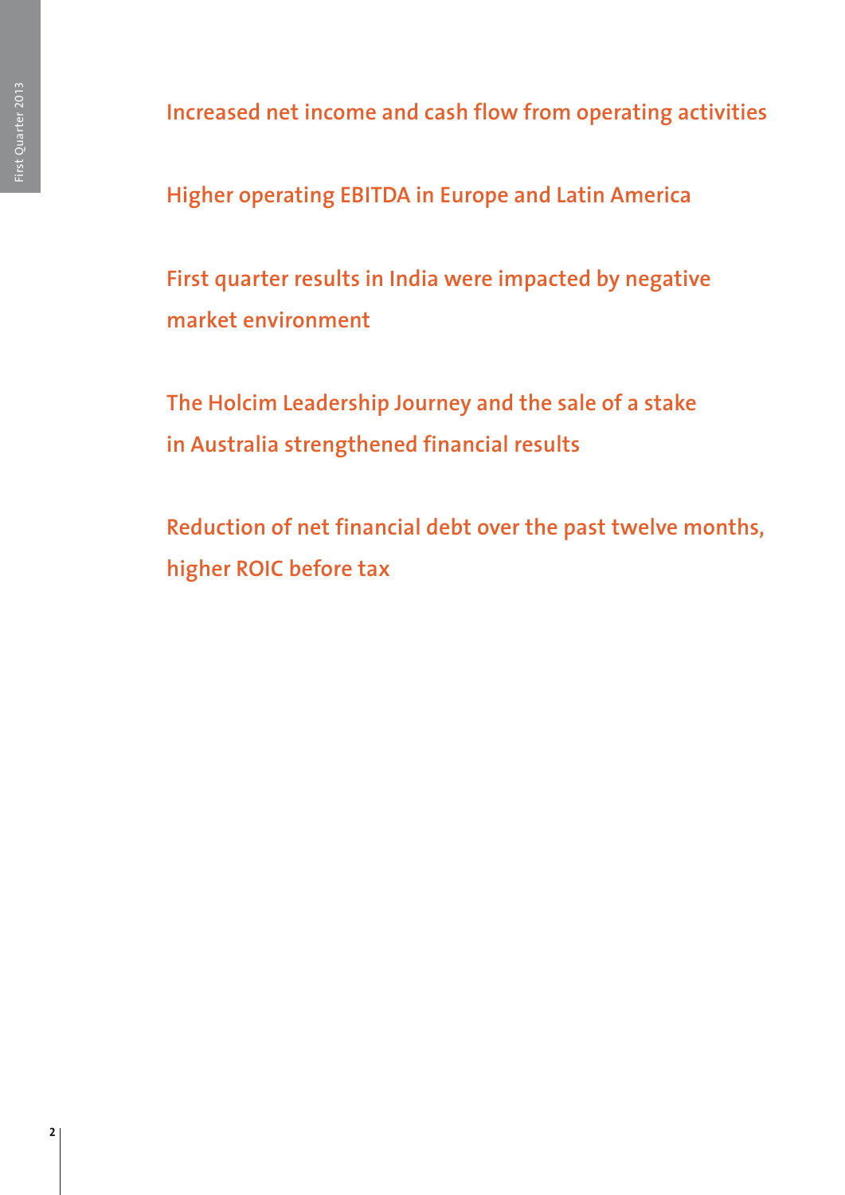Increased net income and cash flow from operating activities

Higher operating EBITDA in Europe and Latin America

First quarter results in India were impacted by negative market environment

The Holcim Leadership Journey and the sale of a stake in Australia strengthened financial results

Reduction of net financial debt over the past twelve months, higher ROIC before tax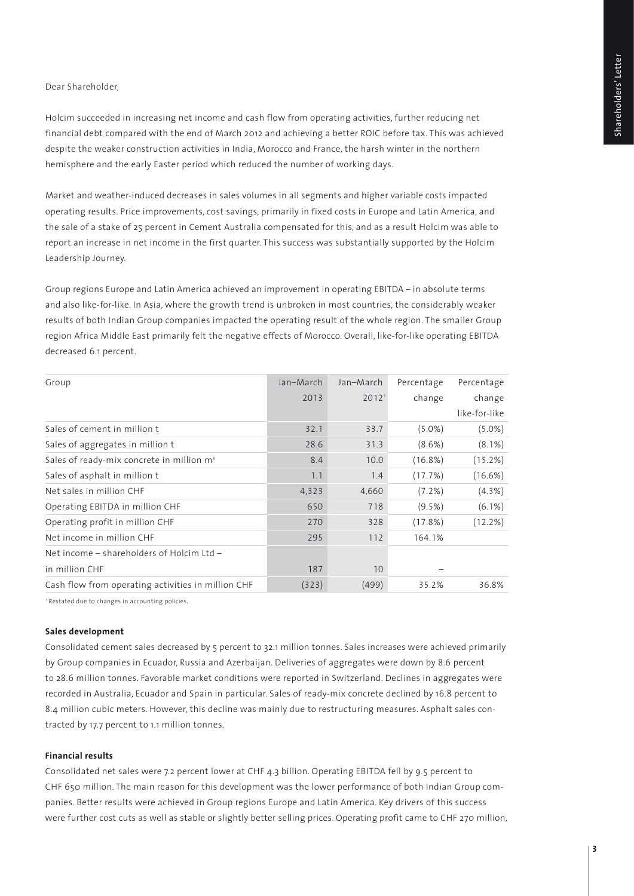Dear Shareholder,

Holcim succeeded in increasing net income and cash flow from operating activities, further reducing net financial debt compared with the end of March 2012 and achieving a better ROIC before tax. This was achieved despite the weaker construction activities in India, Morocco and France, the harsh winter in the northern hemisphere and the early Easter period which reduced the number of working days.

Market and weather-induced decreases in sales volumes in all segments and higher variable costs impacted operating results. Price improvements, cost savings, primarily in fixed costs in Europe and Latin America, and the sale of a stake of 25 percent in Cement Australia compensated for this, and as a result Holcim was able to report an increase in net income in the first quarter. This success was substantially supported by the Holcim Leadership Journey.

Group regions Europe and Latin America achieved an improvement in operating EBITDA – in absolute terms and also like-for-like. In Asia, where the growth trend is unbroken in most countries, the considerably weaker results of both Indian Group companies impacted the operating result of the whole region. The smaller Group region Africa Middle East primarily felt the negative effects of Morocco. Overall, like-for-like operating EBITDA decreased 6.1 percent.

| Group | Jan–March 2013 | Jan–March 2012[1] | Percentage change | Percentage change like-for-like |
|---|---|---|---|---|
| Sales of cement in million t | 32.1 | 33.7 | (5.0%) | (5.0%) |
| Sales of aggregates in million t | 28.6 | 31.3 | (8.6%) | (8.1%) |
| Sales of ready-mix concrete in million $m^3$ | 8.4 | 10.0 | (16.8%) | (15.2%) |
| Sales of asphalt in million t | 1.1 | 1.4 | (17.7%) | (16.6%) |
| Net sales in million CHF | 4,323 | 4,660 | (7.2%) | (4.3%) |
| Operating EBITDA in million CHF | 650 | 718 | (9.5%) | (6.1%) |
| Operating profit in million CHF | 270 | 328 | (17.8%) | (12.2%) |
| Net income in million CHF | 295 | 112 | 164.1% | |
| Net income – shareholders of Holcim Ltd – in million CHF | 187 | 10 | – | |
| Cash flow from operating activities in million CHF | (323) | (499) | 35.2% | 36.8% |

[1] Restated due to changes in accounting policies.

**Sales development**

Consolidated cement sales decreased by 5 percent to 32.1 million tonnes. Sales increases were achieved primarily by Group companies in Ecuador, Russia and Azerbaijan. Deliveries of aggregates were down by 8.6 percent to 28.6 million tonnes. Favorable market conditions were reported in Switzerland. Declines in aggregates were recorded in Australia, Ecuador and Spain in particular. Sales of ready-mix concrete declined by 16.8 percent to 8.4 million cubic meters. However, this decline was mainly due to restructuring measures. Asphalt sales contracted by 17.7 percent to 1.1 million tonnes.

**Financial results**

Consolidated net sales were 7.2 percent lower at CHF 4.3 billion. Operating EBITDA fell by 9.5 percent to CHF 650 million. The main reason for this development was the lower performance of both Indian Group companies. Better results were achieved in Group regions Europe and Latin America. Key drivers of this success were further cost cuts as well as stable or slightly better selling prices. Operating profit came to CHF 270 million,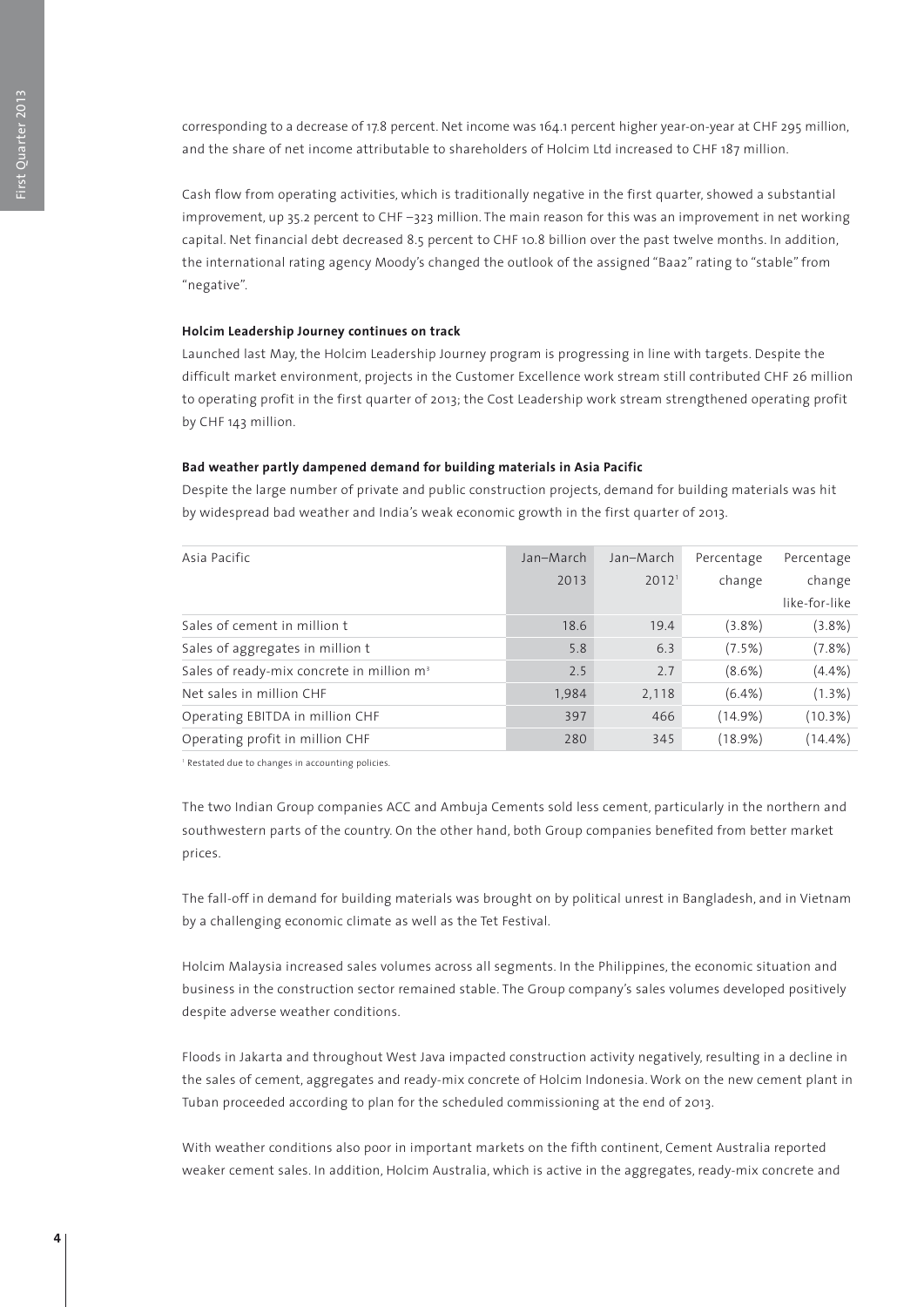corresponding to a decrease of 17.8 percent. Net income was 164.1 percent higher year-on-year at CHF 295 million, and the share of net income attributable to shareholders of Holcim Ltd increased to CHF 187 million.

Cash flow from operating activities, which is traditionally negative in the first quarter, showed a substantial improvement, up 35.2 percent to CHF –323 million. The main reason for this was an improvement in net working capital. Net financial debt decreased 8.5 percent to CHF 10.8 billion over the past twelve months. In addition, the international rating agency Moody's changed the outlook of the assigned "Baa2" rating to "stable" from "negative".

**Holcim Leadership Journey continues on track**

Launched last May, the Holcim Leadership Journey program is progressing in line with targets. Despite the difficult market environment, projects in the Customer Excellence work stream still contributed CHF 26 million to operating profit in the first quarter of 2013; the Cost Leadership work stream strengthened operating profit by CHF 143 million.

**Bad weather partly dampened demand for building materials in Asia Pacific**

Despite the large number of private and public construction projects, demand for building materials was hit by widespread bad weather and India's weak economic growth in the first quarter of 2013.

| Asia Pacific | Jan–March 2013 | Jan–March 2012[1] | Percentage change | Percentage change like-for-like |
|---|---|---|---|---|
| Sales of cement in million t | 18.6 | 19.4 | (3.8%) | (3.8%) |
| Sales of aggregates in million t | 5.8 | 6.3 | (7.5%) | (7.8%) |
| Sales of ready-mix concrete in million $m^3$ | 2.5 | 2.7 | (8.6%) | (4.4%) |
| Net sales in million CHF | 1,984 | 2,118 | (6.4%) | (1.3%) |
| Operating EBITDA in million CHF | 397 | 466 | (14.9%) | (10.3%) |
| Operating profit in million CHF | 280 | 345 | (18.9%) | (14.4%) |

[1] Restated due to changes in accounting policies.

The two Indian Group companies ACC and Ambuja Cements sold less cement, particularly in the northern and southwestern parts of the country. On the other hand, both Group companies benefited from better market prices.

The fall-off in demand for building materials was brought on by political unrest in Bangladesh, and in Vietnam by a challenging economic climate as well as the Tet Festival.

Holcim Malaysia increased sales volumes across all segments. In the Philippines, the economic situation and business in the construction sector remained stable. The Group company's sales volumes developed positively despite adverse weather conditions.

Floods in Jakarta and throughout West Java impacted construction activity negatively, resulting in a decline in the sales of cement, aggregates and ready-mix concrete of Holcim Indonesia. Work on the new cement plant in Tuban proceeded according to plan for the scheduled commissioning at the end of 2013.

With weather conditions also poor in important markets on the fifth continent, Cement Australia reported weaker cement sales. In addition, Holcim Australia, which is active in the aggregates, ready-mix concrete and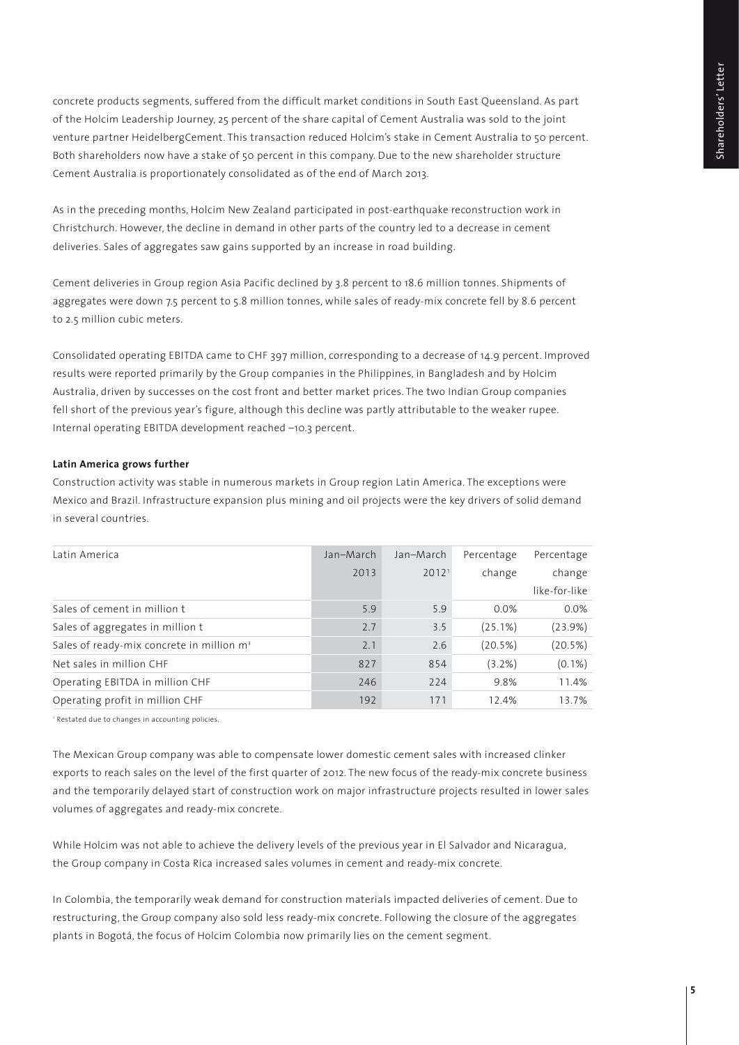concrete products segments, suffered from the difficult market conditions in South East Queensland. As part of the Holcim Leadership Journey, 25 percent of the share capital of Cement Australia was sold to the joint venture partner HeidelbergCement. This transaction reduced Holcim's stake in Cement Australia to 50 percent. Both shareholders now have a stake of 50 percent in this company. Due to the new shareholder structure Cement Australia is proportionately consolidated as of the end of March 2013.

As in the preceding months, Holcim New Zealand participated in post-earthquake reconstruction work in Christchurch. However, the decline in demand in other parts of the country led to a decrease in cement deliveries. Sales of aggregates saw gains supported by an increase in road building.

Cement deliveries in Group region Asia Pacific declined by 3.8 percent to 18.6 million tonnes. Shipments of aggregates were down 7.5 percent to 5.8 million tonnes, while sales of ready-mix concrete fell by 8.6 percent to 2.5 million cubic meters.

Consolidated operating EBITDA came to CHF 397 million, corresponding to a decrease of 14.9 percent. Improved results were reported primarily by the Group companies in the Philippines, in Bangladesh and by Holcim Australia, driven by successes on the cost front and better market prices. The two Indian Group companies fell short of the previous year's figure, although this decline was partly attributable to the weaker rupee. Internal operating EBITDA development reached –10.3 percent.

**Latin America grows further**

Construction activity was stable in numerous markets in Group region Latin America. The exceptions were Mexico and Brazil. Infrastructure expansion plus mining and oil projects were the key drivers of solid demand in several countries.

| Latin America | Jan–March 2013 | Jan–March 2012[1] | Percentage change | Percentage change like-for-like |
|---|---|---|---|---|
| Sales of cement in million t | 5.9 | 5.9 | 0.0% | 0.0% |
| Sales of aggregates in million t | 2.7 | 3.5 | (25.1%) | (23.9%) |
| Sales of ready-mix concrete in million m³ | 2.1 | 2.6 | (20.5%) | (20.5%) |
| Net sales in million CHF | 827 | 854 | (3.2%) | (0.1%) |
| Operating EBITDA in million CHF | 246 | 224 | 9.8% | 11.4% |
| Operating profit in million CHF | 192 | 171 | 12.4% | 13.7% |

[1] Restated due to changes in accounting policies.

The Mexican Group company was able to compensate lower domestic cement sales with increased clinker exports to reach sales on the level of the first quarter of 2012. The new focus of the ready-mix concrete business and the temporarily delayed start of construction work on major infrastructure projects resulted in lower sales volumes of aggregates and ready-mix concrete.

While Holcim was not able to achieve the delivery levels of the previous year in El Salvador and Nicaragua, the Group company in Costa Rica increased sales volumes in cement and ready-mix concrete.

In Colombia, the temporarily weak demand for construction materials impacted deliveries of cement. Due to restructuring, the Group company also sold less ready-mix concrete. Following the closure of the aggregates plants in Bogotá, the focus of Holcim Colombia now primarily lies on the cement segment.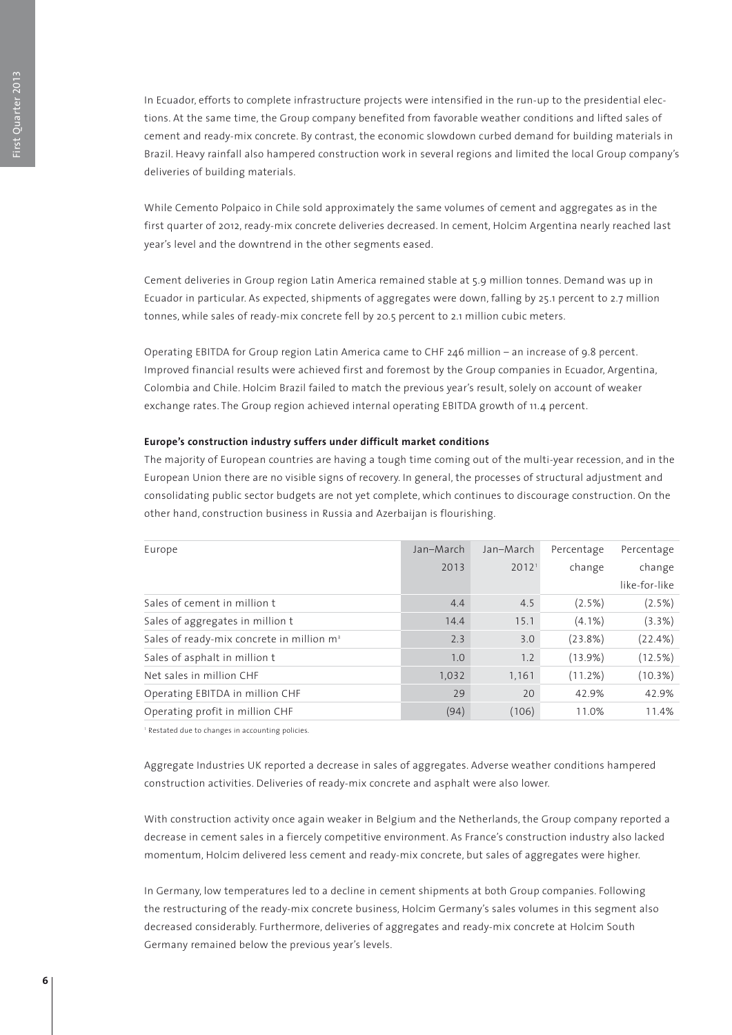In Ecuador, efforts to complete infrastructure projects were intensified in the run-up to the presidential elections. At the same time, the Group company benefited from favorable weather conditions and lifted sales of cement and ready-mix concrete. By contrast, the economic slowdown curbed demand for building materials in Brazil. Heavy rainfall also hampered construction work in several regions and limited the local Group company's deliveries of building materials.

While Cemento Polpaico in Chile sold approximately the same volumes of cement and aggregates as in the first quarter of 2012, ready-mix concrete deliveries decreased. In cement, Holcim Argentina nearly reached last year's level and the downtrend in the other segments eased.

Cement deliveries in Group region Latin America remained stable at 5.9 million tonnes. Demand was up in Ecuador in particular. As expected, shipments of aggregates were down, falling by 25.1 percent to 2.7 million tonnes, while sales of ready-mix concrete fell by 20.5 percent to 2.1 million cubic meters.

Operating EBITDA for Group region Latin America came to CHF 246 million – an increase of 9.8 percent. Improved financial results were achieved first and foremost by the Group companies in Ecuador, Argentina, Colombia and Chile. Holcim Brazil failed to match the previous year's result, solely on account of weaker exchange rates. The Group region achieved internal operating EBITDA growth of 11.4 percent.

**Europe's construction industry suffers under difficult market conditions**

The majority of European countries are having a tough time coming out of the multi-year recession, and in the European Union there are no visible signs of recovery. In general, the processes of structural adjustment and consolidating public sector budgets are not yet complete, which continues to discourage construction. On the other hand, construction business in Russia and Azerbaijan is flourishing.

| Europe | Jan–March 2013 | Jan–March 2012[1] | Percentage change | Percentage change like-for-like |
|---|---|---|---|---|
| Sales of cement in million t | 4.4 | 4.5 | (2.5%) | (2.5%) |
| Sales of aggregates in million t | 14.4 | 15.1 | (4.1%) | (3.3%) |
| Sales of ready-mix concrete in million $m^3$ | 2.3 | 3.0 | (23.8%) | (22.4%) |
| Sales of asphalt in million t | 1.0 | 1.2 | (13.9%) | (12.5%) |
| Net sales in million CHF | 1,032 | 1,161 | (11.2%) | (10.3%) |
| Operating EBITDA in million CHF | 29 | 20 | 42.9% | 42.9% |
| Operating profit in million CHF | (94) | (106) | 11.0% | 11.4% |

[1] Restated due to changes in accounting policies.

Aggregate Industries UK reported a decrease in sales of aggregates. Adverse weather conditions hampered construction activities. Deliveries of ready-mix concrete and asphalt were also lower.

With construction activity once again weaker in Belgium and the Netherlands, the Group company reported a decrease in cement sales in a fiercely competitive environment. As France's construction industry also lacked momentum, Holcim delivered less cement and ready-mix concrete, but sales of aggregates were higher.

In Germany, low temperatures led to a decline in cement shipments at both Group companies. Following the restructuring of the ready-mix concrete business, Holcim Germany's sales volumes in this segment also decreased considerably. Furthermore, deliveries of aggregates and ready-mix concrete at Holcim South Germany remained below the previous year's levels.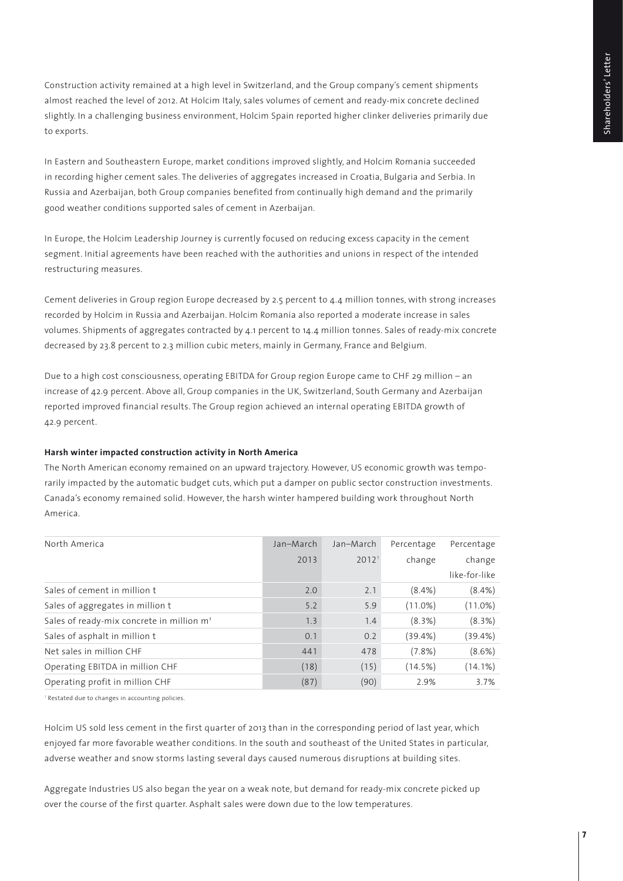Construction activity remained at a high level in Switzerland, and the Group company's cement shipments almost reached the level of 2012. At Holcim Italy, sales volumes of cement and ready-mix concrete declined slightly. In a challenging business environment, Holcim Spain reported higher clinker deliveries primarily due to exports.

In Eastern and Southeastern Europe, market conditions improved slightly, and Holcim Romania succeeded in recording higher cement sales. The deliveries of aggregates increased in Croatia, Bulgaria and Serbia. In Russia and Azerbaijan, both Group companies benefited from continually high demand and the primarily good weather conditions supported sales of cement in Azerbaijan.

In Europe, the Holcim Leadership Journey is currently focused on reducing excess capacity in the cement segment. Initial agreements have been reached with the authorities and unions in respect of the intended restructuring measures.

Cement deliveries in Group region Europe decreased by 2.5 percent to 4.4 million tonnes, with strong increases recorded by Holcim in Russia and Azerbaijan. Holcim Romania also reported a moderate increase in sales volumes. Shipments of aggregates contracted by 4.1 percent to 14.4 million tonnes. Sales of ready-mix concrete decreased by 23.8 percent to 2.3 million cubic meters, mainly in Germany, France and Belgium.

Due to a high cost consciousness, operating EBITDA for Group region Europe came to CHF 29 million – an increase of 42.9 percent. Above all, Group companies in the UK, Switzerland, South Germany and Azerbaijan reported improved financial results. The Group region achieved an internal operating EBITDA growth of 42.9 percent.

**Harsh winter impacted construction activity in North America**

The North American economy remained on an upward trajectory. However, US economic growth was temporarily impacted by the automatic budget cuts, which put a damper on public sector construction investments. Canada's economy remained solid. However, the harsh winter hampered building work throughout North America.

| North America | Jan–March 2013 | Jan–March 2012[1] | Percentage change | Percentage change like-for-like |
|---|---|---|---|---|
| Sales of cement in million t | 2.0 | 2.1 | (8.4%) | (8.4%) |
| Sales of aggregates in million t | 5.2 | 5.9 | (11.0%) | (11.0%) |
| Sales of ready-mix concrete in million $m^3$ | 1.3 | 1.4 | (8.3%) | (8.3%) |
| Sales of asphalt in million t | 0.1 | 0.2 | (39.4%) | (39.4%) |
| Net sales in million CHF | 441 | 478 | (7.8%) | (8.6%) |
| Operating EBITDA in million CHF | (18) | (15) | (14.5%) | (14.1%) |
| Operating profit in million CHF | (87) | (90) | 2.9% | 3.7% |

[1] Restated due to changes in accounting policies.

Holcim US sold less cement in the first quarter of 2013 than in the corresponding period of last year, which enjoyed far more favorable weather conditions. In the south and southeast of the United States in particular, adverse weather and snow storms lasting several days caused numerous disruptions at building sites.

Aggregate Industries US also began the year on a weak note, but demand for ready-mix concrete picked up over the course of the first quarter. Asphalt sales were down due to the low temperatures.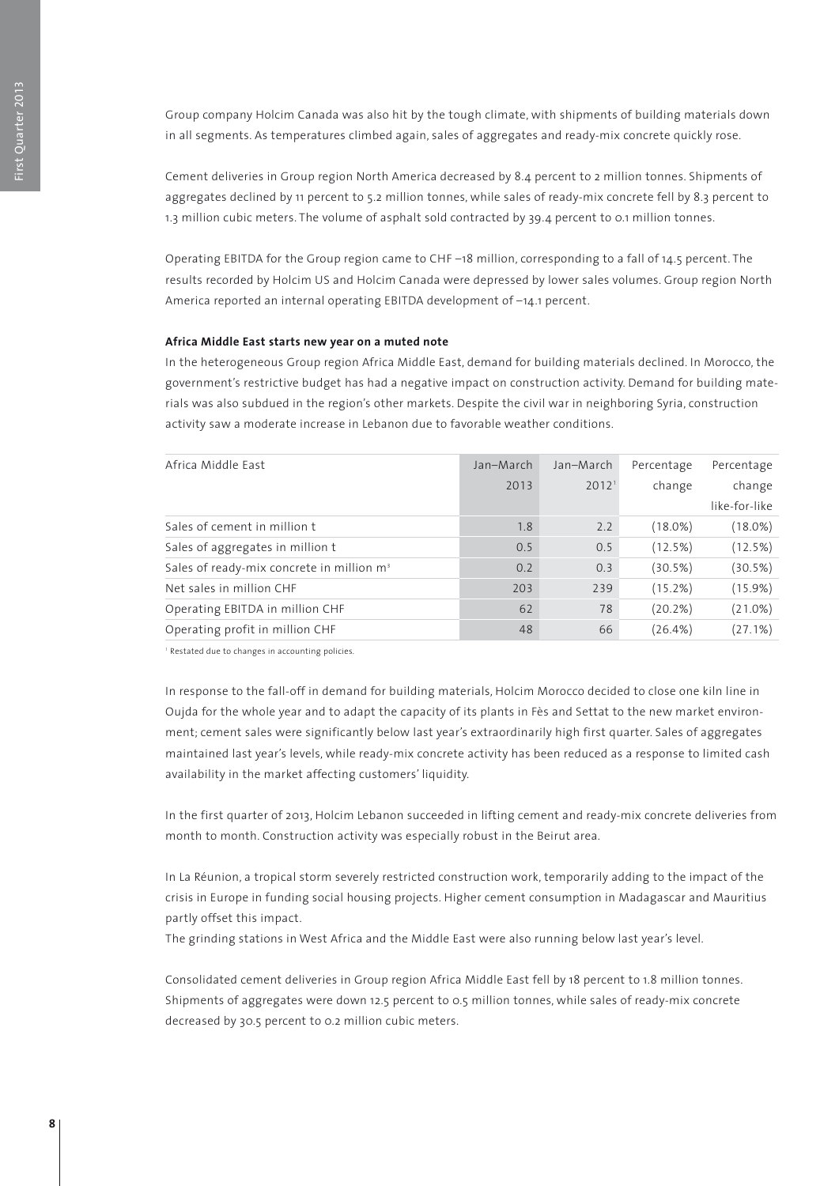Group company Holcim Canada was also hit by the tough climate, with shipments of building materials down in all segments. As temperatures climbed again, sales of aggregates and ready-mix concrete quickly rose.

Cement deliveries in Group region North America decreased by 8.4 percent to 2 million tonnes. Shipments of aggregates declined by 11 percent to 5.2 million tonnes, while sales of ready-mix concrete fell by 8.3 percent to 1.3 million cubic meters. The volume of asphalt sold contracted by 39.4 percent to 0.1 million tonnes.

Operating EBITDA for the Group region came to CHF –18 million, corresponding to a fall of 14.5 percent. The results recorded by Holcim US and Holcim Canada were depressed by lower sales volumes. Group region North America reported an internal operating EBITDA development of –14.1 percent.

**Africa Middle East starts new year on a muted note**

In the heterogeneous Group region Africa Middle East, demand for building materials declined. In Morocco, the government's restrictive budget has had a negative impact on construction activity. Demand for building materials was also subdued in the region's other markets. Despite the civil war in neighboring Syria, construction activity saw a moderate increase in Lebanon due to favorable weather conditions.

| Africa Middle East | Jan–March 2013 | Jan–March 2012[1] | Percentage change | Percentage change like-for-like |
|---|---|---|---|---|
| Sales of cement in million t | 1.8 | 2.2 | (18.0%) | (18.0%) |
| Sales of aggregates in million t | 0.5 | 0.5 | (12.5%) | (12.5%) |
| Sales of ready-mix concrete in million $m^3$ | 0.2 | 0.3 | (30.5%) | (30.5%) |
| Net sales in million CHF | 203 | 239 | (15.2%) | (15.9%) |
| Operating EBITDA in million CHF | 62 | 78 | (20.2%) | (21.0%) |
| Operating profit in million CHF | 48 | 66 | (26.4%) | (27.1%) |

[1] Restated due to changes in accounting policies.

In response to the fall-off in demand for building materials, Holcim Morocco decided to close one kiln line in Oujda for the whole year and to adapt the capacity of its plants in Fès and Settat to the new market environment; cement sales were significantly below last year's extraordinarily high first quarter. Sales of aggregates maintained last year's levels, while ready-mix concrete activity has been reduced as a response to limited cash availability in the market affecting customers' liquidity.

In the first quarter of 2013, Holcim Lebanon succeeded in lifting cement and ready-mix concrete deliveries from month to month. Construction activity was especially robust in the Beirut area.

In La Réunion, a tropical storm severely restricted construction work, temporarily adding to the impact of the crisis in Europe in funding social housing projects. Higher cement consumption in Madagascar and Mauritius partly offset this impact.

The grinding stations in West Africa and the Middle East were also running below last year's level.

Consolidated cement deliveries in Group region Africa Middle East fell by 18 percent to 1.8 million tonnes. Shipments of aggregates were down 12.5 percent to 0.5 million tonnes, while sales of ready-mix concrete decreased by 30.5 percent to 0.2 million cubic meters.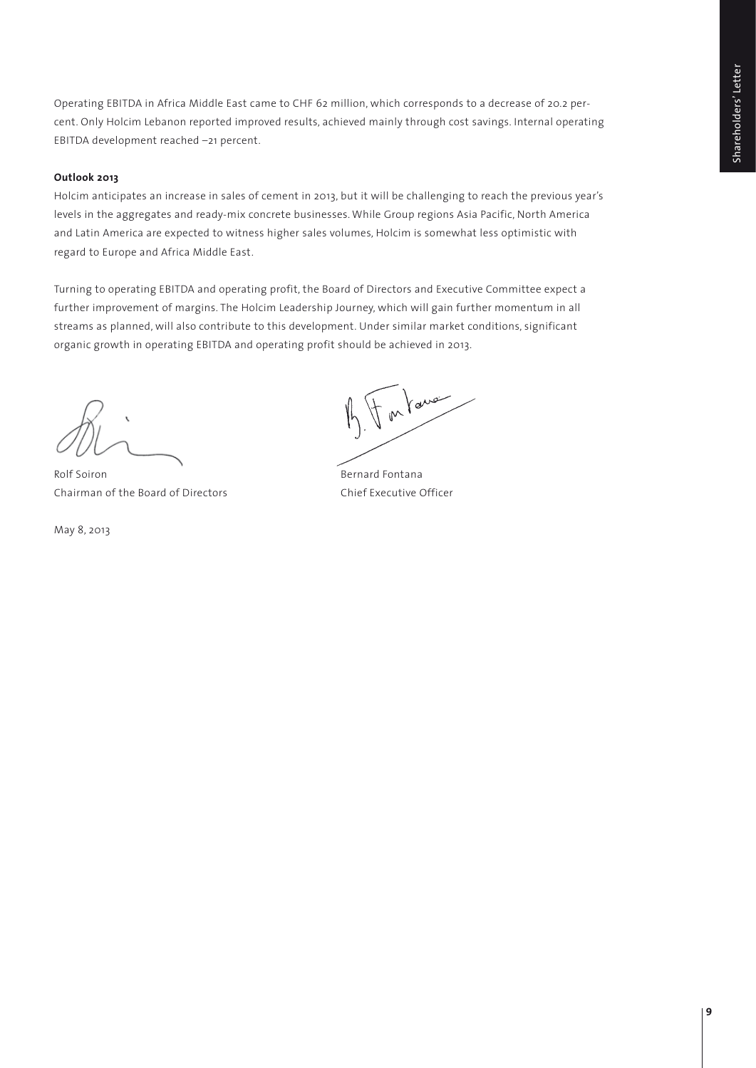Operating EBITDA in Africa Middle East came to CHF 62 million, which corresponds to a decrease of 20.2 percent. Only Holcim Lebanon reported improved results, achieved mainly through cost savings. Internal operating EBITDA development reached –21 percent.

**Outlook 2013**

Holcim anticipates an increase in sales of cement in 2013, but it will be challenging to reach the previous year's levels in the aggregates and ready-mix concrete businesses. While Group regions Asia Pacific, North America and Latin America are expected to witness higher sales volumes, Holcim is somewhat less optimistic with regard to Europe and Africa Middle East.

Turning to operating EBITDA and operating profit, the Board of Directors and Executive Committee expect a further improvement of margins. The Holcim Leadership Journey, which will gain further momentum in all streams as planned, will also contribute to this development. Under similar market conditions, significant organic growth in operating EBITDA and operating profit should be achieved in 2013.

Rolf Soiron
Chairman of the Board of Directors

Bernard Fontana
Chief Executive Officer

May 8, 2013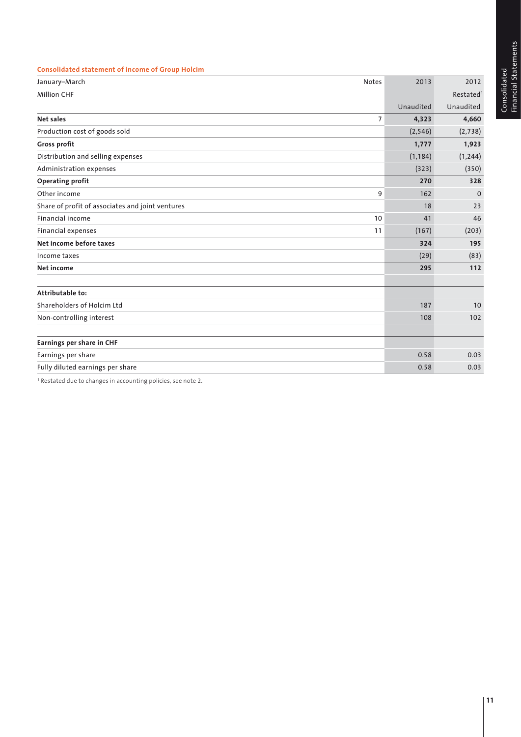## Consolidated statement of income of Group Holcim

| January–March | Notes | 2013 | 2012 |
|---|---|---|---|
| Million CHF | | | Restated[1] |
| | | Unaudited | Unaudited |
| **Net sales** | 7 | **4,323** | **4,660** |
| Production cost of goods sold | | (2,546) | (2,738) |
| **Gross profit** | | **1,777** | **1,923** |
| Distribution and selling expenses | | (1,184) | (1,244) |
| Administration expenses | | (323) | (350) |
| **Operating profit** | | **270** | **328** |
| Other income | 9 | 162 | 0 |
| Share of profit of associates and joint ventures | | 18 | 23 |
| Financial income | 10 | 41 | 46 |
| Financial expenses | 11 | (167) | (203) |
| **Net income before taxes** | | **324** | **195** |
| Income taxes | | (29) | (83) |
| **Net income** | | **295** | **112** |
| | | | |
| **Attributable to:** | | | |
| Shareholders of Holcim Ltd | | 187 | 10 |
| Non-controlling interest | | 108 | 102 |
| | | | |
| **Earnings per share in CHF** | | | |
| Earnings per share | | 0.58 | 0.03 |
| Fully diluted earnings per share | | 0.58 | 0.03 |

[1] Restated due to changes in accounting policies, see note 2.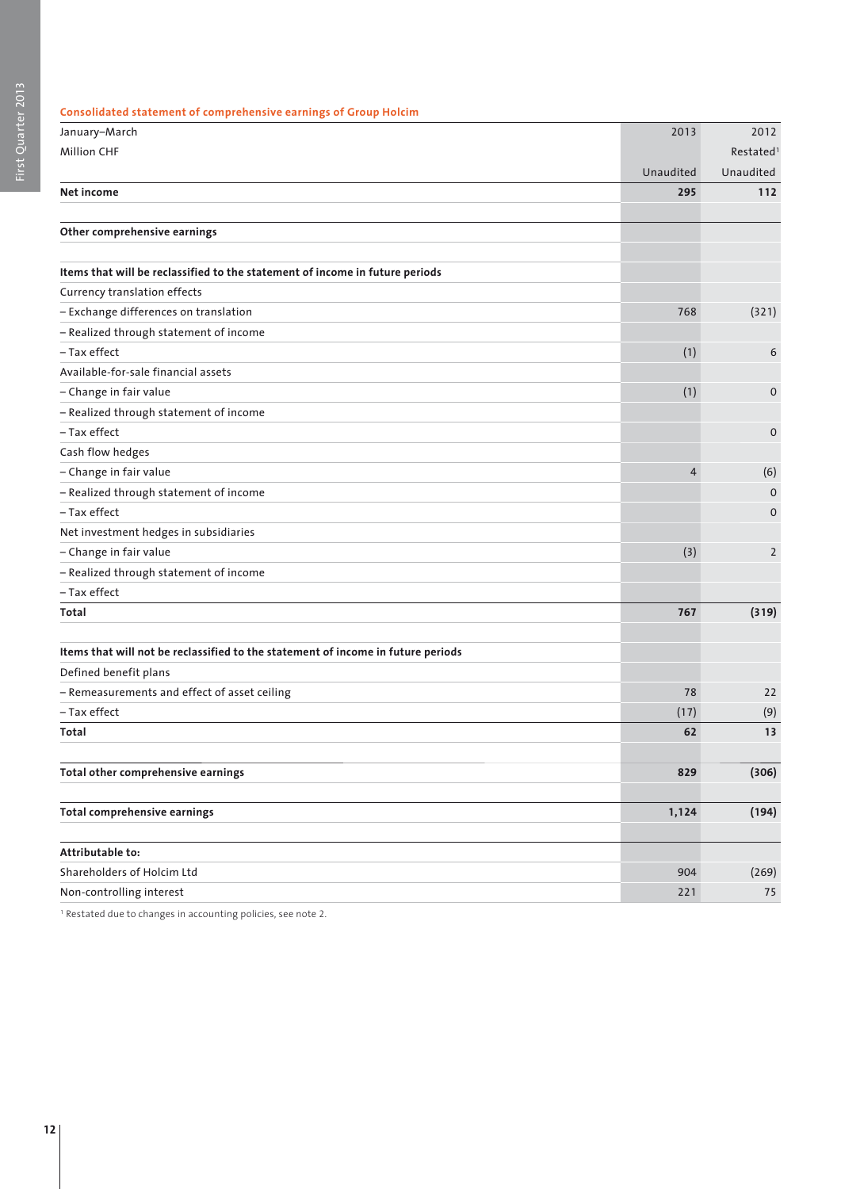## Consolidated statement of comprehensive earnings of Group Holcim

| January–March<br>Million CHF | 2013<br><br>Unaudited | 2012<br>Restated[1]<br>Unaudited |
|---|---|---|
| **Net income** | **295** | **112** |
| | | |
| **Other comprehensive earnings** | | |
| | | |
| **Items that will be reclassified to the statement of income in future periods** | | |
| Currency translation effects | | |
| – Exchange differences on translation | 768 | (321) |
| – Realized through statement of income | | |
| – Tax effect | (1) | 6 |
| Available-for-sale financial assets | | |
| – Change in fair value | (1) | 0 |
| – Realized through statement of income | | |
| – Tax effect | | 0 |
| Cash flow hedges | | |
| – Change in fair value | 4 | (6) |
| – Realized through statement of income | | 0 |
| – Tax effect | | 0 |
| Net investment hedges in subsidiaries | | |
| – Change in fair value | (3) | 2 |
| – Realized through statement of income | | |
| – Tax effect | | |
| **Total** | **767** | **(319)** |
| | | |
| **Items that will not be reclassified to the statement of income in future periods** | | |
| Defined benefit plans | | |
| – Remeasurements and effect of asset ceiling | 78 | 22 |
| – Tax effect | (17) | (9) |
| **Total** | **62** | **13** |
| | | |
| **Total other comprehensive earnings** | **829** | **(306)** |
| | | |
| **Total comprehensive earnings** | **1,124** | **(194)** |
| | | |
| **Attributable to:** | | |
| Shareholders of Holcim Ltd | 904 | (269) |
| Non-controlling interest | 221 | 75 |

[1] Restated due to changes in accounting policies, see note 2.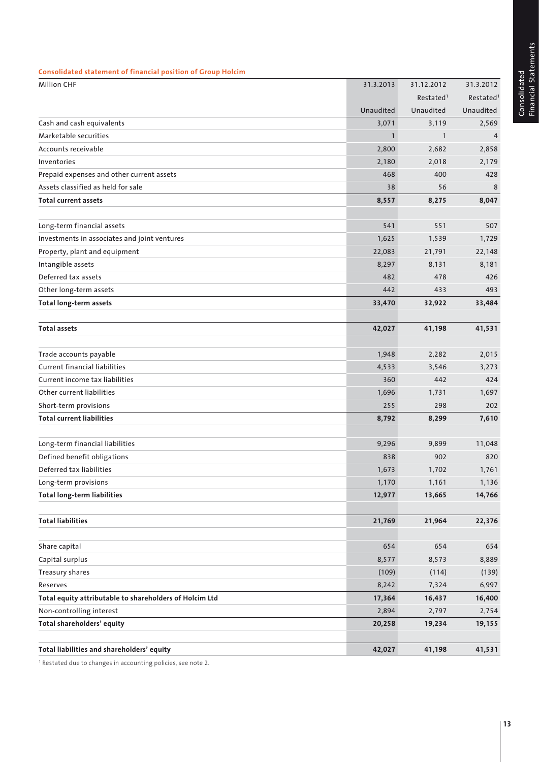### Consolidated statement of financial position of Group Holcim

| Million CHF | 31.3.2013 | 31.12.2012 | 31.3.2012 |
|---|---|---|---|
| | | Restated[1] | Restated[1] |
| | Unaudited | Unaudited | Unaudited |
| Cash and cash equivalents | 3,071 | 3,119 | 2,569 |
| Marketable securities | 1 | 1 | 4 |
| Accounts receivable | 2,800 | 2,682 | 2,858 |
| Inventories | 2,180 | 2,018 | 2,179 |
| Prepaid expenses and other current assets | 468 | 400 | 428 |
| Assets classified as held for sale | 38 | 56 | 8 |
| **Total current assets** | **8,557** | **8,275** | **8,047** |
| | | | |
| Long-term financial assets | 541 | 551 | 507 |
| Investments in associates and joint ventures | 1,625 | 1,539 | 1,729 |
| Property, plant and equipment | 22,083 | 21,791 | 22,148 |
| Intangible assets | 8,297 | 8,131 | 8,181 |
| Deferred tax assets | 482 | 478 | 426 |
| Other long-term assets | 442 | 433 | 493 |
| **Total long-term assets** | **33,470** | **32,922** | **33,484** |
| | | | |
| **Total assets** | **42,027** | **41,198** | **41,531** |
| | | | |
| Trade accounts payable | 1,948 | 2,282 | 2,015 |
| Current financial liabilities | 4,533 | 3,546 | 3,273 |
| Current income tax liabilities | 360 | 442 | 424 |
| Other current liabilities | 1,696 | 1,731 | 1,697 |
| Short-term provisions | 255 | 298 | 202 |
| **Total current liabilities** | **8,792** | **8,299** | **7,610** |
| | | | |
| Long-term financial liabilities | 9,296 | 9,899 | 11,048 |
| Defined benefit obligations | 838 | 902 | 820 |
| Deferred tax liabilities | 1,673 | 1,702 | 1,761 |
| Long-term provisions | 1,170 | 1,161 | 1,136 |
| **Total long-term liabilities** | **12,977** | **13,665** | **14,766** |
| | | | |
| **Total liabilities** | **21,769** | **21,964** | **22,376** |
| | | | |
| Share capital | 654 | 654 | 654 |
| Capital surplus | 8,577 | 8,573 | 8,889 |
| Treasury shares | (109) | (114) | (139) |
| Reserves | 8,242 | 7,324 | 6,997 |
| **Total equity attributable to shareholders of Holcim Ltd** | **17,364** | **16,437** | **16,400** |
| Non-controlling interest | 2,894 | 2,797 | 2,754 |
| **Total shareholders' equity** | **20,258** | **19,234** | **19,155** |
| | | | |
| **Total liabilities and shareholders' equity** | **42,027** | **41,198** | **41,531** |

[1] Restated due to changes in accounting policies, see note 2.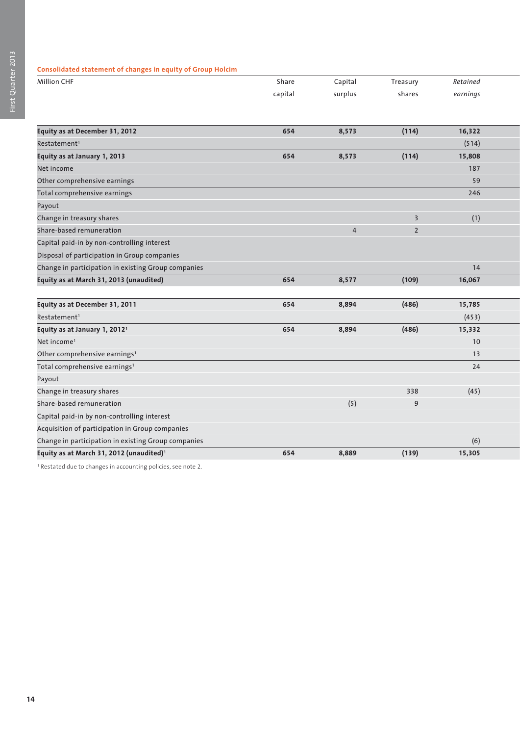### Consolidated statement of changes in equity of Group Holcim

| Million CHF | Share capital | Capital surplus | Treasury shares | *Retained earnings* |
|---|---|---|---|---|
| **Equity as at December 31, 2012** | **654** | **8,573** | **(114)** | **16,322** |
| Restatement[1] | | | | (514) |
| **Equity as at January 1, 2013** | **654** | **8,573** | **(114)** | **15,808** |
| Net income | | | | 187 |
| Other comprehensive earnings | | | | 59 |
| Total comprehensive earnings | | | | 246 |
| Payout | | | | |
| Change in treasury shares | | | 3 | (1) |
| Share-based remuneration | | 4 | 2 | |
| Capital paid-in by non-controlling interest | | | | |
| Disposal of participation in Group companies | | | | |
| Change in participation in existing Group companies | | | | 14 |
| **Equity as at March 31, 2013 (unaudited)** | **654** | **8,577** | **(109)** | **16,067** |
| | | | | |
| **Equity as at December 31, 2011** | **654** | **8,894** | **(486)** | **15,785** |
| Restatement[1] | | | | (453) |
| **Equity as at January 1, 2012[1]** | **654** | **8,894** | **(486)** | **15,332** |
| Net income[1] | | | | 10 |
| Other comprehensive earnings[1] | | | | 13 |
| Total comprehensive earnings[1] | | | | 24 |
| Payout | | | | |
| Change in treasury shares | | | 338 | (45) |
| Share-based remuneration | | (5) | 9 | |
| Capital paid-in by non-controlling interest | | | | |
| Acquisition of participation in Group companies | | | | |
| Change in participation in existing Group companies | | | | (6) |
| **Equity as at March 31, 2012 (unaudited)[1]** | **654** | **8,889** | **(139)** | **15,305** |

[1] Restated due to changes in accounting policies, see note 2.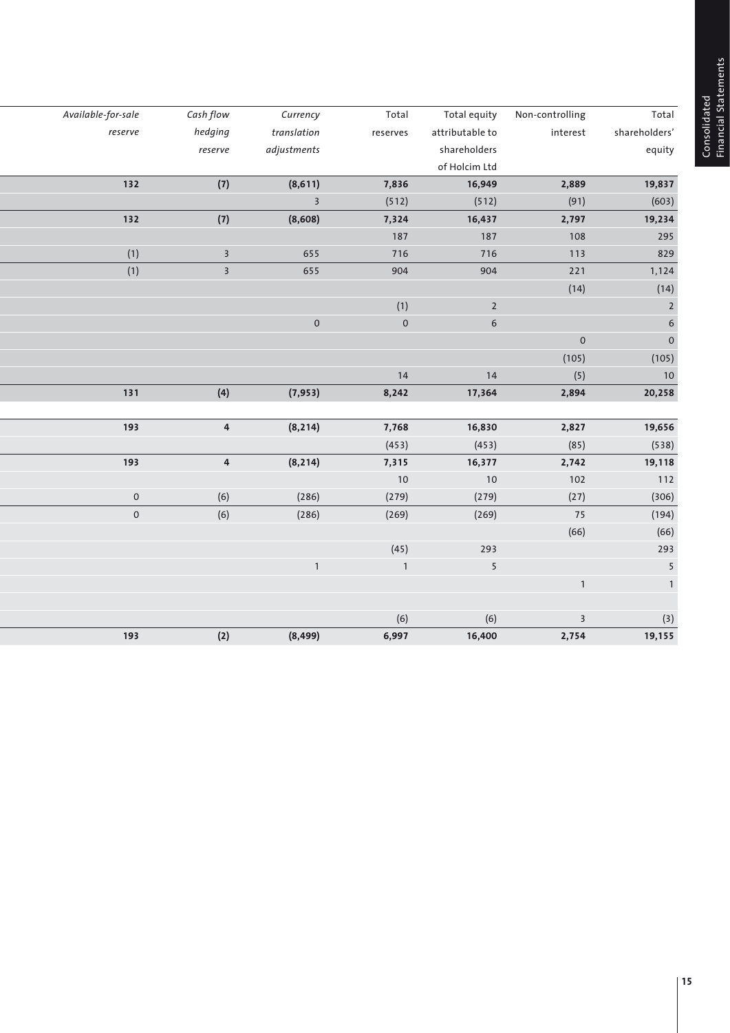| *Available-for-sale reserve* | *Cash flow hedging reserve* | *Currency translation adjustments* | Total reserves | Total equity attributable to shareholders of Holcim Ltd | Non-controlling interest | Total shareholders' equity |
|---|---|---|---|---|---|---|
| **132** | **(7)** | **(8,611)** | **7,836** | **16,949** | **2,889** | **19,837** |
| | | 3 | (512) | (512) | (91) | (603) |
| **132** | **(7)** | **(8,608)** | **7,324** | **16,437** | **2,797** | **19,234** |
| | | | 187 | 187 | 108 | 295 |
| (1) | 3 | 655 | 716 | 716 | 113 | 829 |
| (1) | 3 | 655 | 904 | 904 | 221 | 1,124 |
| | | | | | (14) | (14) |
| | | | (1) | 2 | | 2 |
| | | 0 | 0 | 6 | | 6 |
| | | | | | 0 | 0 |
| | | | | | (105) | (105) |
| | | | 14 | 14 | (5) | 10 |
| **131** | **(4)** | **(7,953)** | **8,242** | **17,364** | **2,894** | **20,258** |
| | | | | | | |
| **193** | **4** | **(8,214)** | **7,768** | **16,830** | **2,827** | **19,656** |
| | | | (453) | (453) | (85) | (538) |
| **193** | **4** | **(8,214)** | **7,315** | **16,377** | **2,742** | **19,118** |
| | | | 10 | 10 | 102 | 112 |
| 0 | (6) | (286) | (279) | (279) | (27) | (306) |
| 0 | (6) | (286) | (269) | (269) | 75 | (194) |
| | | | | | (66) | (66) |
| | | | (45) | 293 | | 293 |
| | | 1 | 1 | 5 | | 5 |
| | | | | | 1 | 1 |
| | | | | | | |
| | | | (6) | (6) | 3 | (3) |
| **193** | **(2)** | **(8,499)** | **6,997** | **16,400** | **2,754** | **19,155** |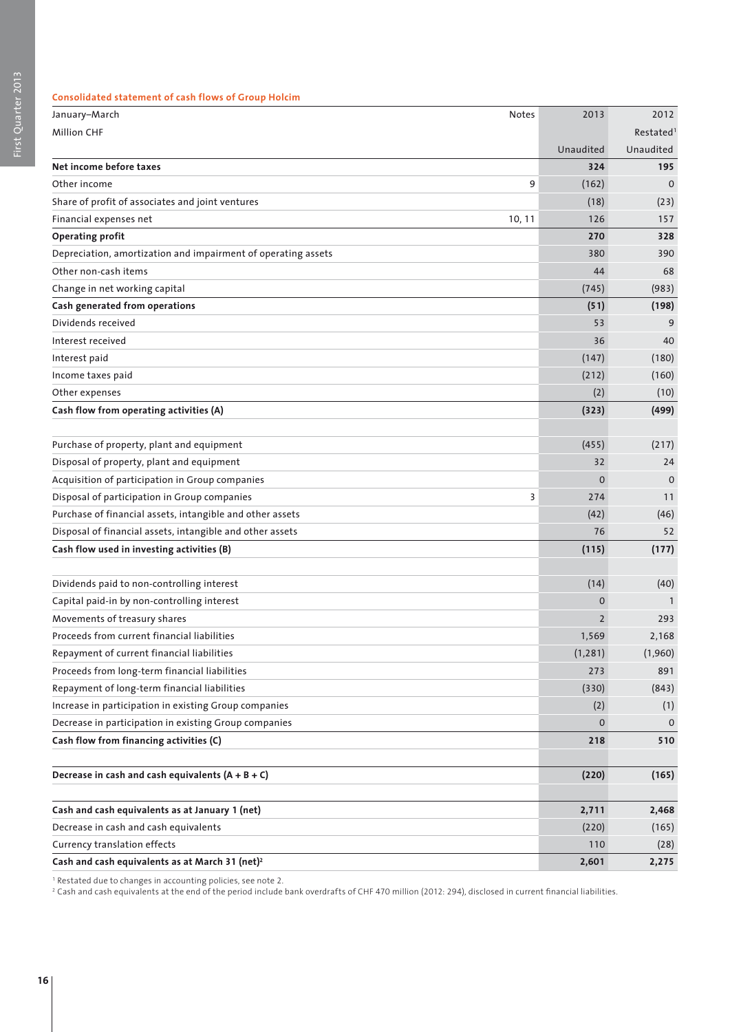### Consolidated statement of cash flows of Group Holcim

| January–March | Notes | 2013 | 2012 |
|---|---|---|---|
| Million CHF | | | Restated[1] |
| | | Unaudited | Unaudited |
| **Net income before taxes** | | **324** | **195** |
| Other income | 9 | (162) | 0 |
| Share of profit of associates and joint ventures | | (18) | (23) |
| Financial expenses net | 10, 11 | 126 | 157 |
| **Operating profit** | | **270** | **328** |
| Depreciation, amortization and impairment of operating assets | | 380 | 390 |
| Other non-cash items | | 44 | 68 |
| Change in net working capital | | (745) | (983) |
| **Cash generated from operations** | | **(51)** | **(198)** |
| Dividends received | | 53 | 9 |
| Interest received | | 36 | 40 |
| Interest paid | | (147) | (180) |
| Income taxes paid | | (212) | (160) |
| Other expenses | | (2) | (10) |
| **Cash flow from operating activities (A)** | | **(323)** | **(499)** |
| | | | |
| Purchase of property, plant and equipment | | (455) | (217) |
| Disposal of property, plant and equipment | | 32 | 24 |
| Acquisition of participation in Group companies | | 0 | 0 |
| Disposal of participation in Group companies | 3 | 274 | 11 |
| Purchase of financial assets, intangible and other assets | | (42) | (46) |
| Disposal of financial assets, intangible and other assets | | 76 | 52 |
| **Cash flow used in investing activities (B)** | | **(115)** | **(177)** |
| | | | |
| Dividends paid to non-controlling interest | | (14) | (40) |
| Capital paid-in by non-controlling interest | | 0 | 1 |
| Movements of treasury shares | | 2 | 293 |
| Proceeds from current financial liabilities | | 1,569 | 2,168 |
| Repayment of current financial liabilities | | (1,281) | (1,960) |
| Proceeds from long-term financial liabilities | | 273 | 891 |
| Repayment of long-term financial liabilities | | (330) | (843) |
| Increase in participation in existing Group companies | | (2) | (1) |
| Decrease in participation in existing Group companies | | 0 | 0 |
| **Cash flow from financing activities (C)** | | **218** | **510** |
| | | | |
| **Decrease in cash and cash equivalents (A + B + C)** | | **(220)** | **(165)** |
| | | | |
| **Cash and cash equivalents as at January 1 (net)** | | **2,711** | **2,468** |
| Decrease in cash and cash equivalents | | (220) | (165) |
| Currency translation effects | | 110 | (28) |
| **Cash and cash equivalents as at March 31 (net)[2]** | | **2,601** | **2,275** |

[1] Restated due to changes in accounting policies, see note 2.
[2] Cash and cash equivalents at the end of the period include bank overdrafts of CHF 470 million (2012: 294), disclosed in current financial liabilities.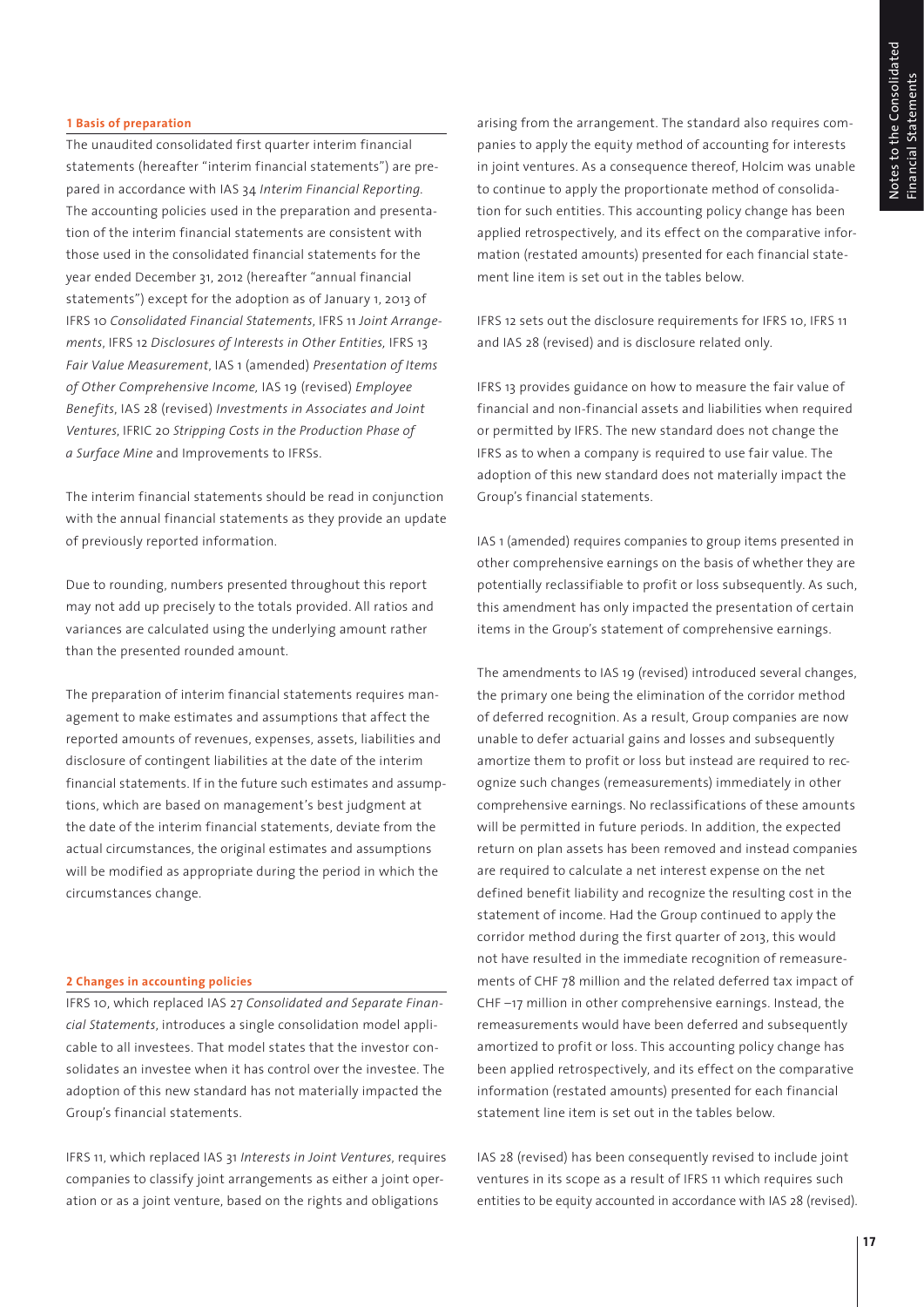### 1 Basis of preparation

The unaudited consolidated first quarter interim financial statements (hereafter "interim financial statements") are prepared in accordance with IAS 34 *Interim Financial Reporting*. The accounting policies used in the preparation and presentation of the interim financial statements are consistent with those used in the consolidated financial statements for the year ended December 31, 2012 (hereafter "annual financial statements") except for the adoption as of January 1, 2013 of IFRS 10 *Consolidated Financial Statements*, IFRS 11 *Joint Arrangements*, IFRS 12 *Disclosures of Interests in Other Entities*, IFRS 13 *Fair Value Measurement*, IAS 1 (amended) *Presentation of Items of Other Comprehensive Income*, IAS 19 (revised) *Employee Benefits*, IAS 28 (revised) *Investments in Associates and Joint Ventures*, IFRIC 20 *Stripping Costs in the Production Phase of a Surface Mine* and Improvements to IFRSs.

The interim financial statements should be read in conjunction with the annual financial statements as they provide an update of previously reported information.

Due to rounding, numbers presented throughout this report may not add up precisely to the totals provided. All ratios and variances are calculated using the underlying amount rather than the presented rounded amount.

The preparation of interim financial statements requires management to make estimates and assumptions that affect the reported amounts of revenues, expenses, assets, liabilities and disclosure of contingent liabilities at the date of the interim financial statements. If in the future such estimates and assumptions, which are based on management's best judgment at the date of the interim financial statements, deviate from the actual circumstances, the original estimates and assumptions will be modified as appropriate during the period in which the circumstances change.

### 2 Changes in accounting policies

IFRS 10, which replaced IAS 27 *Consolidated and Separate Financial Statements*, introduces a single consolidation model applicable to all investees. That model states that the investor consolidates an investee when it has control over the investee. The adoption of this new standard has not materially impacted the Group's financial statements.

IFRS 11, which replaced IAS 31 *Interests in Joint Ventures*, requires companies to classify joint arrangements as either a joint operation or as a joint venture, based on the rights and obligations arising from the arrangement. The standard also requires companies to apply the equity method of accounting for interests in joint ventures. As a consequence thereof, Holcim was unable to continue to apply the proportionate method of consolidation for such entities. This accounting policy change has been applied retrospectively, and its effect on the comparative information (restated amounts) presented for each financial statement line item is set out in the tables below.

IFRS 12 sets out the disclosure requirements for IFRS 10, IFRS 11 and IAS 28 (revised) and is disclosure related only.

IFRS 13 provides guidance on how to measure the fair value of financial and non-financial assets and liabilities when required or permitted by IFRS. The new standard does not change the IFRS as to when a company is required to use fair value. The adoption of this new standard does not materially impact the Group's financial statements.

IAS 1 (amended) requires companies to group items presented in other comprehensive earnings on the basis of whether they are potentially reclassifiable to profit or loss subsequently. As such, this amendment has only impacted the presentation of certain items in the Group's statement of comprehensive earnings.

The amendments to IAS 19 (revised) introduced several changes, the primary one being the elimination of the corridor method of deferred recognition. As a result, Group companies are now unable to defer actuarial gains and losses and subsequently amortize them to profit or loss but instead are required to recognize such changes (remeasurements) immediately in other comprehensive earnings. No reclassifications of these amounts will be permitted in future periods. In addition, the expected return on plan assets has been removed and instead companies are required to calculate a net interest expense on the net defined benefit liability and recognize the resulting cost in the statement of income. Had the Group continued to apply the corridor method during the first quarter of 2013, this would not have resulted in the immediate recognition of remeasurements of CHF 78 million and the related deferred tax impact of CHF –17 million in other comprehensive earnings. Instead, the remeasurements would have been deferred and subsequently amortized to profit or loss. This accounting policy change has been applied retrospectively, and its effect on the comparative information (restated amounts) presented for each financial statement line item is set out in the tables below.

IAS 28 (revised) has been consequently revised to include joint ventures in its scope as a result of IFRS 11 which requires such entities to be equity accounted in accordance with IAS 28 (revised).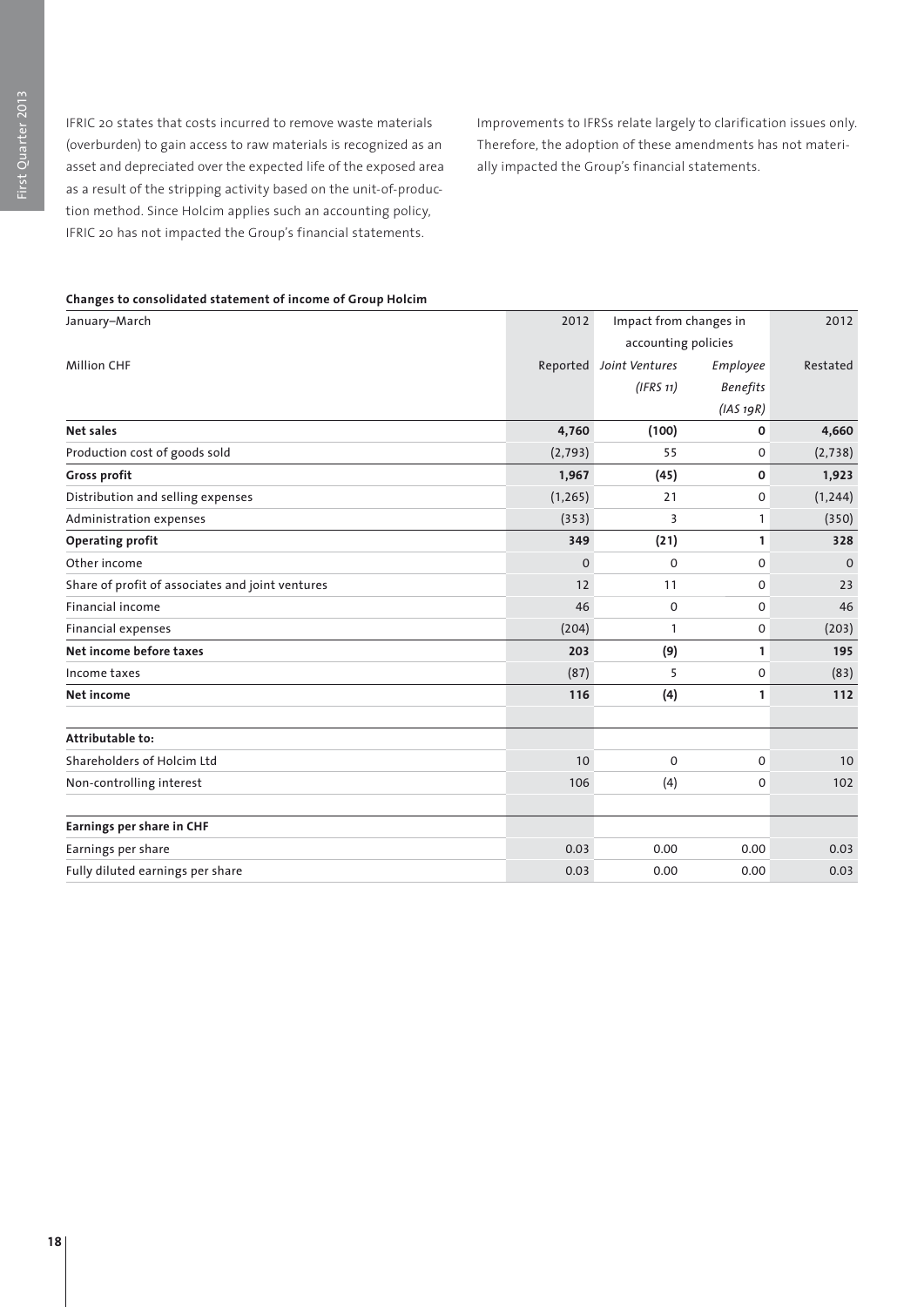IFRIC 20 states that costs incurred to remove waste materials (overburden) to gain access to raw materials is recognized as an asset and depreciated over the expected life of the exposed area as a result of the stripping activity based on the unit-of-production method. Since Holcim applies such an accounting policy, IFRIC 20 has not impacted the Group's financial statements.

Improvements to IFRSs relate largely to clarification issues only. Therefore, the adoption of these amendments has not materially impacted the Group's financial statements.

**Changes to consolidated statement of income of Group Holcim**

| January–March | 2012 | Impact from changes in accounting policies | | 2012 |
|---|---|---|---|---|
| Million CHF | Reported | *Joint Ventures (IFRS 11)* | *Employee Benefits (IAS 19R)* | Restated |
| **Net sales** | **4,760** | **(100)** | **0** | **4,660** |
| Production cost of goods sold | (2,793) | 55 | 0 | (2,738) |
| **Gross profit** | **1,967** | **(45)** | **0** | **1,923** |
| Distribution and selling expenses | (1,265) | 21 | 0 | (1,244) |
| Administration expenses | (353) | 3 | 1 | (350) |
| **Operating profit** | **349** | **(21)** | **1** | **328** |
| Other income | 0 | 0 | 0 | 0 |
| Share of profit of associates and joint ventures | 12 | 11 | 0 | 23 |
| Financial income | 46 | 0 | 0 | 46 |
| Financial expenses | (204) | 1 | 0 | (203) |
| **Net income before taxes** | **203** | **(9)** | **1** | **195** |
| Income taxes | (87) | 5 | 0 | (83) |
| **Net income** | **116** | **(4)** | **1** | **112** |
| | | | | |
| **Attributable to:** | | | | |
| Shareholders of Holcim Ltd | 10 | 0 | 0 | 10 |
| Non-controlling interest | 106 | (4) | 0 | 102 |
| | | | | |
| **Earnings per share in CHF** | | | | |
| Earnings per share | 0.03 | 0.00 | 0.00 | 0.03 |
| Fully diluted earnings per share | 0.03 | 0.00 | 0.00 | 0.03 |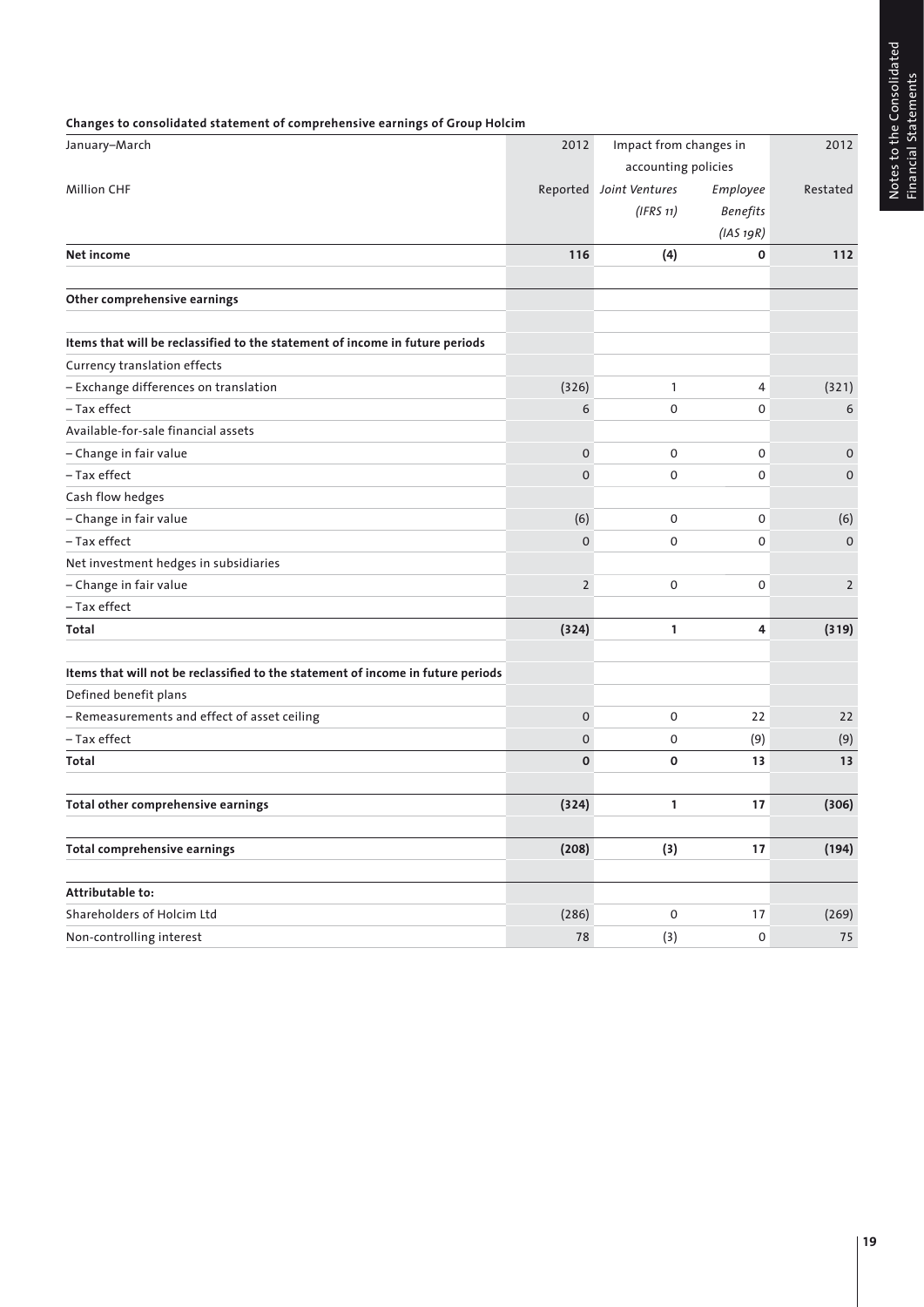**Changes to consolidated statement of comprehensive earnings of Group Holcim**

| January–March | 2012 | Impact from changes in accounting policies | | 2012 |
|---|---|---|---|---|
| Million CHF | Reported | *Joint Ventures (IFRS 11)* | *Employee Benefits (IAS 19R)* | Restated |
| **Net income** | **116** | **(4)** | **0** | **112** |
| | | | | |
| **Other comprehensive earnings** | | | | |
| | | | | |
| **Items that will be reclassified to the statement of income in future periods** | | | | |
| Currency translation effects | | | | |
| – Exchange differences on translation | (326) | 1 | 4 | (321) |
| – Tax effect | 6 | 0 | 0 | 6 |
| Available-for-sale financial assets | | | | |
| – Change in fair value | 0 | 0 | 0 | 0 |
| – Tax effect | 0 | 0 | 0 | 0 |
| Cash flow hedges | | | | |
| – Change in fair value | (6) | 0 | 0 | (6) |
| – Tax effect | 0 | 0 | 0 | 0 |
| Net investment hedges in subsidiaries | | | | |
| – Change in fair value | 2 | 0 | 0 | 2 |
| – Tax effect | | | | |
| **Total** | **(324)** | **1** | **4** | **(319)** |
| | | | | |
| **Items that will not be reclassified to the statement of income in future periods** | | | | |
| Defined benefit plans | | | | |
| – Remeasurements and effect of asset ceiling | 0 | 0 | 22 | 22 |
| – Tax effect | 0 | 0 | (9) | (9) |
| **Total** | **0** | **0** | **13** | **13** |
| | | | | |
| **Total other comprehensive earnings** | **(324)** | **1** | **17** | **(306)** |
| | | | | |
| **Total comprehensive earnings** | **(208)** | **(3)** | **17** | **(194)** |
| | | | | |
| **Attributable to:** | | | | |
| Shareholders of Holcim Ltd | (286) | 0 | 17 | (269) |
| Non-controlling interest | 78 | (3) | 0 | 75 |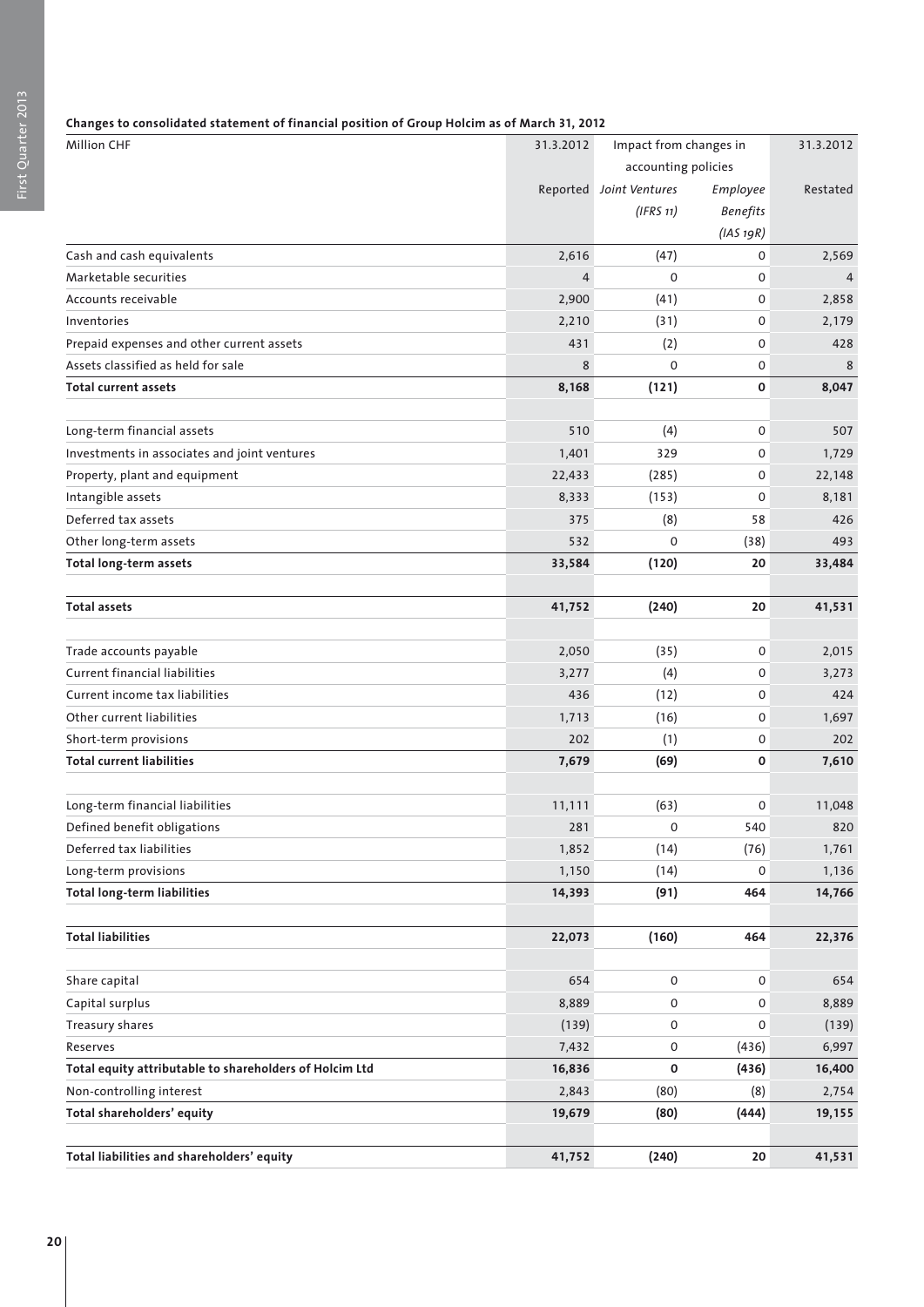**Changes to consolidated statement of financial position of Group Holcim as of March 31, 2012**

| Million CHF | 31.3.2012 | Impact from changes in accounting policies | | 31.3.2012 |
|---|---|---|---|---|
| | Reported | *Joint Ventures (IFRS 11)* | *Employee Benefits (IAS 19R)* | Restated |
| Cash and cash equivalents | 2,616 | (47) | 0 | 2,569 |
| Marketable securities | 4 | 0 | 0 | 4 |
| Accounts receivable | 2,900 | (41) | 0 | 2,858 |
| Inventories | 2,210 | (31) | 0 | 2,179 |
| Prepaid expenses and other current assets | 431 | (2) | 0 | 428 |
| Assets classified as held for sale | 8 | 0 | 0 | 8 |
| **Total current assets** | **8,168** | **(121)** | **0** | **8,047** |
| | | | | |
| Long-term financial assets | 510 | (4) | 0 | 507 |
| Investments in associates and joint ventures | 1,401 | 329 | 0 | 1,729 |
| Property, plant and equipment | 22,433 | (285) | 0 | 22,148 |
| Intangible assets | 8,333 | (153) | 0 | 8,181 |
| Deferred tax assets | 375 | (8) | 58 | 426 |
| Other long-term assets | 532 | 0 | (38) | 493 |
| **Total long-term assets** | **33,584** | **(120)** | **20** | **33,484** |
| | | | | |
| **Total assets** | **41,752** | **(240)** | **20** | **41,531** |
| | | | | |
| Trade accounts payable | 2,050 | (35) | 0 | 2,015 |
| Current financial liabilities | 3,277 | (4) | 0 | 3,273 |
| Current income tax liabilities | 436 | (12) | 0 | 424 |
| Other current liabilities | 1,713 | (16) | 0 | 1,697 |
| Short-term provisions | 202 | (1) | 0 | 202 |
| **Total current liabilities** | **7,679** | **(69)** | **0** | **7,610** |
| | | | | |
| Long-term financial liabilities | 11,111 | (63) | 0 | 11,048 |
| Defined benefit obligations | 281 | 0 | 540 | 820 |
| Deferred tax liabilities | 1,852 | (14) | (76) | 1,761 |
| Long-term provisions | 1,150 | (14) | 0 | 1,136 |
| **Total long-term liabilities** | **14,393** | **(91)** | **464** | **14,766** |
| | | | | |
| **Total liabilities** | **22,073** | **(160)** | **464** | **22,376** |
| | | | | |
| Share capital | 654 | 0 | 0 | 654 |
| Capital surplus | 8,889 | 0 | 0 | 8,889 |
| Treasury shares | (139) | 0 | 0 | (139) |
| Reserves | 7,432 | 0 | (436) | 6,997 |
| **Total equity attributable to shareholders of Holcim Ltd** | **16,836** | **0** | **(436)** | **16,400** |
| Non-controlling interest | 2,843 | (80) | (8) | 2,754 |
| **Total shareholders' equity** | **19,679** | **(80)** | **(444)** | **19,155** |
| | | | | |
| **Total liabilities and shareholders' equity** | **41,752** | **(240)** | **20** | **41,531** |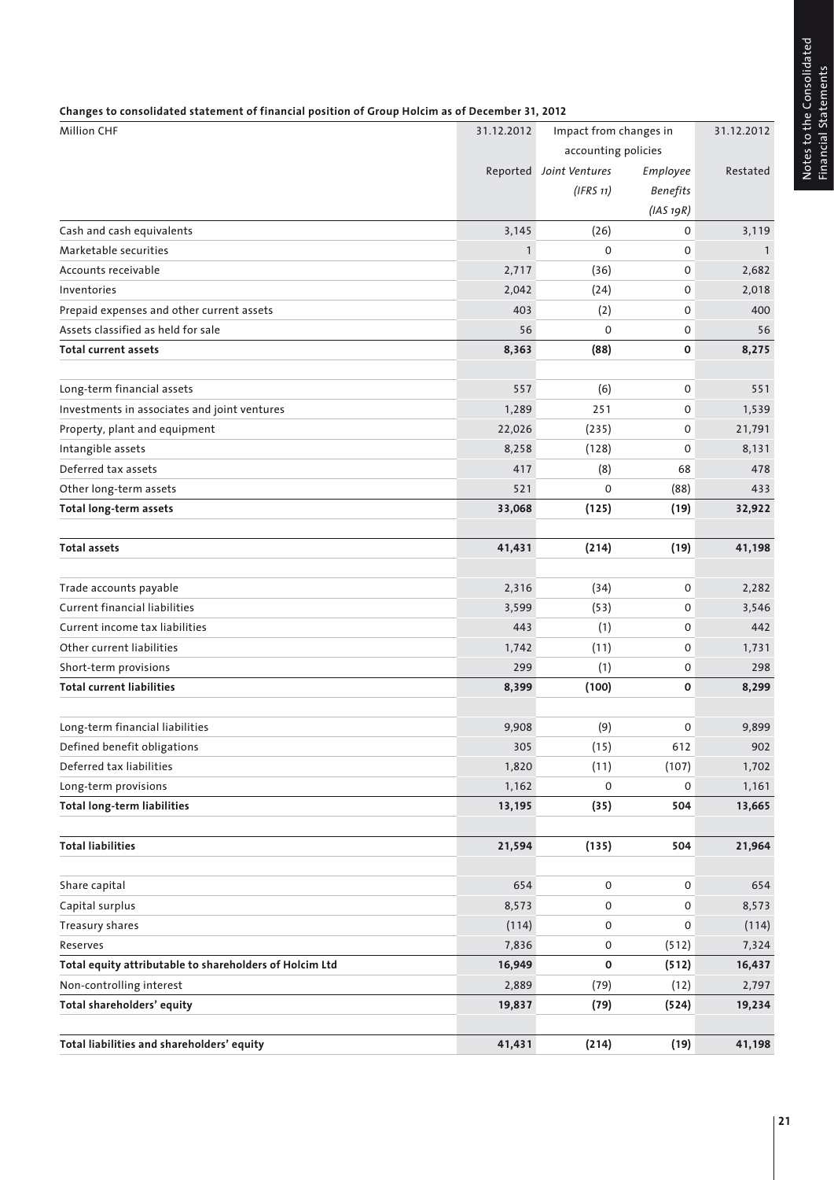**Changes to consolidated statement of financial position of Group Holcim as of December 31, 2012**

| Million CHF | 31.12.2012 | Impact from changes in accounting policies | | 31.12.2012 |
|---|---|---|---|---|
| | Reported | *Joint Ventures (IFRS 11)* | *Employee Benefits (IAS 19R)* | Restated |
| Cash and cash equivalents | 3,145 | (26) | 0 | 3,119 |
| Marketable securities | 1 | 0 | 0 | 1 |
| Accounts receivable | 2,717 | (36) | 0 | 2,682 |
| Inventories | 2,042 | (24) | 0 | 2,018 |
| Prepaid expenses and other current assets | 403 | (2) | 0 | 400 |
| Assets classified as held for sale | 56 | 0 | 0 | 56 |
| **Total current assets** | **8,363** | **(88)** | **0** | **8,275** |
| | | | | |
| Long-term financial assets | 557 | (6) | 0 | 551 |
| Investments in associates and joint ventures | 1,289 | 251 | 0 | 1,539 |
| Property, plant and equipment | 22,026 | (235) | 0 | 21,791 |
| Intangible assets | 8,258 | (128) | 0 | 8,131 |
| Deferred tax assets | 417 | (8) | 68 | 478 |
| Other long-term assets | 521 | 0 | (88) | 433 |
| **Total long-term assets** | **33,068** | **(125)** | **(19)** | **32,922** |
| | | | | |
| **Total assets** | **41,431** | **(214)** | **(19)** | **41,198** |
| | | | | |
| Trade accounts payable | 2,316 | (34) | 0 | 2,282 |
| Current financial liabilities | 3,599 | (53) | 0 | 3,546 |
| Current income tax liabilities | 443 | (1) | 0 | 442 |
| Other current liabilities | 1,742 | (11) | 0 | 1,731 |
| Short-term provisions | 299 | (1) | 0 | 298 |
| **Total current liabilities** | **8,399** | **(100)** | **0** | **8,299** |
| | | | | |
| Long-term financial liabilities | 9,908 | (9) | 0 | 9,899 |
| Defined benefit obligations | 305 | (15) | 612 | 902 |
| Deferred tax liabilities | 1,820 | (11) | (107) | 1,702 |
| Long-term provisions | 1,162 | 0 | 0 | 1,161 |
| **Total long-term liabilities** | **13,195** | **(35)** | **504** | **13,665** |
| | | | | |
| **Total liabilities** | **21,594** | **(135)** | **504** | **21,964** |
| | | | | |
| Share capital | 654 | 0 | 0 | 654 |
| Capital surplus | 8,573 | 0 | 0 | 8,573 |
| Treasury shares | (114) | 0 | 0 | (114) |
| Reserves | 7,836 | 0 | (512) | 7,324 |
| **Total equity attributable to shareholders of Holcim Ltd** | **16,949** | **0** | **(512)** | **16,437** |
| Non-controlling interest | 2,889 | (79) | (12) | 2,797 |
| **Total shareholders' equity** | **19,837** | **(79)** | **(524)** | **19,234** |
| | | | | |
| **Total liabilities and shareholders' equity** | **41,431** | **(214)** | **(19)** | **41,198** |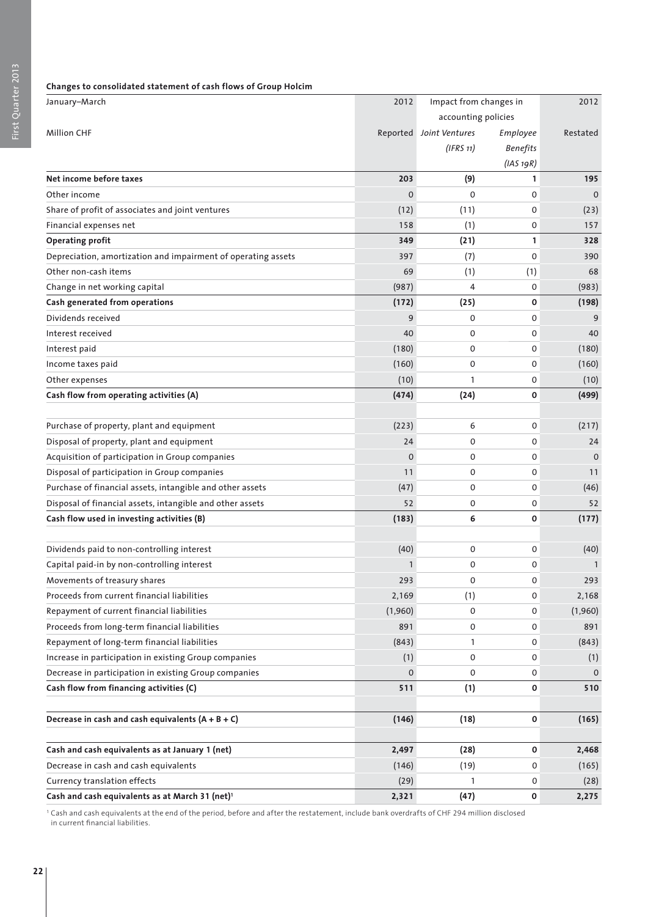**Changes to consolidated statement of cash flows of Group Holcim**

| January–March | 2012 | Impact from changes in accounting policies | | 2012 |
|---|---|---|---|---|
| Million CHF | Reported | *Joint Ventures (IFRS 11)* | *Employee Benefits (IAS 19R)* | Restated |
| **Net income before taxes** | **203** | **(9)** | **1** | **195** |
| Other income | 0 | 0 | 0 | 0 |
| Share of profit of associates and joint ventures | (12) | (11) | 0 | (23) |
| Financial expenses net | 158 | (1) | 0 | 157 |
| **Operating profit** | **349** | **(21)** | **1** | **328** |
| Depreciation, amortization and impairment of operating assets | 397 | (7) | 0 | 390 |
| Other non-cash items | 69 | (1) | (1) | 68 |
| Change in net working capital | (987) | 4 | 0 | (983) |
| **Cash generated from operations** | **(172)** | **(25)** | **0** | **(198)** |
| Dividends received | 9 | 0 | 0 | 9 |
| Interest received | 40 | 0 | 0 | 40 |
| Interest paid | (180) | 0 | 0 | (180) |
| Income taxes paid | (160) | 0 | 0 | (160) |
| Other expenses | (10) | 1 | 0 | (10) |
| **Cash flow from operating activities (A)** | **(474)** | **(24)** | **0** | **(499)** |
| | | | | |
| Purchase of property, plant and equipment | (223) | 6 | 0 | (217) |
| Disposal of property, plant and equipment | 24 | 0 | 0 | 24 |
| Acquisition of participation in Group companies | 0 | 0 | 0 | 0 |
| Disposal of participation in Group companies | 11 | 0 | 0 | 11 |
| Purchase of financial assets, intangible and other assets | (47) | 0 | 0 | (46) |
| Disposal of financial assets, intangible and other assets | 52 | 0 | 0 | 52 |
| **Cash flow used in investing activities (B)** | **(183)** | **6** | **0** | **(177)** |
| | | | | |
| Dividends paid to non-controlling interest | (40) | 0 | 0 | (40) |
| Capital paid-in by non-controlling interest | 1 | 0 | 0 | 1 |
| Movements of treasury shares | 293 | 0 | 0 | 293 |
| Proceeds from current financial liabilities | 2,169 | (1) | 0 | 2,168 |
| Repayment of current financial liabilities | (1,960) | 0 | 0 | (1,960) |
| Proceeds from long-term financial liabilities | 891 | 0 | 0 | 891 |
| Repayment of long-term financial liabilities | (843) | 1 | 0 | (843) |
| Increase in participation in existing Group companies | (1) | 0 | 0 | (1) |
| Decrease in participation in existing Group companies | 0 | 0 | 0 | 0 |
| **Cash flow from financing activities (C)** | **511** | **(1)** | **0** | **510** |
| | | | | |
| **Decrease in cash and cash equivalents (A + B + C)** | **(146)** | **(18)** | **0** | **(165)** |
| | | | | |
| **Cash and cash equivalents as at January 1 (net)** | **2,497** | **(28)** | **0** | **2,468** |
| Decrease in cash and cash equivalents | (146) | (19) | 0 | (165) |
| Currency translation effects | (29) | 1 | 0 | (28) |
| **Cash and cash equivalents as at March 31 (net)[1]** | **2,321** | **(47)** | **0** | **2,275** |

[1] Cash and cash equivalents at the end of the period, before and after the restatement, include bank overdrafts of CHF 294 million disclosed in current financial liabilities.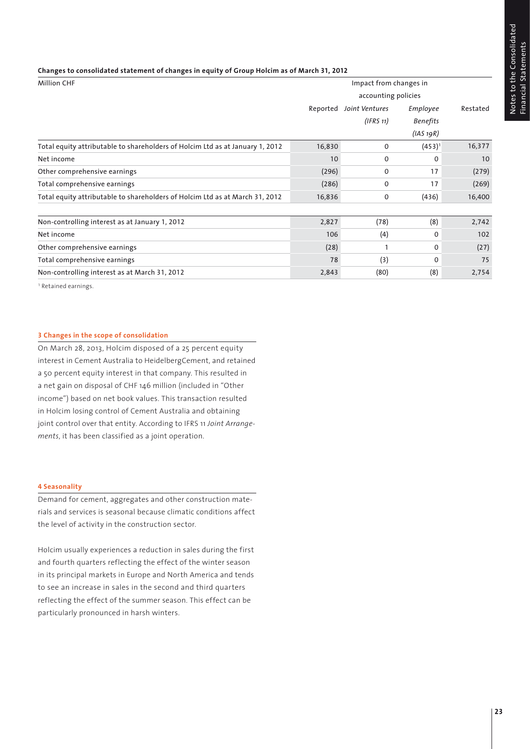**Changes to consolidated statement of changes in equity of Group Holcim as of March 31, 2012**

| Million CHF | | Impact from changes in accounting policies | | |
|---|---|---|---|---|
| | Reported | *Joint Ventures (IFRS 11)* | *Employee Benefits (IAS 19R)* | Restated |
| Total equity attributable to shareholders of Holcim Ltd as at January 1, 2012 | 16,830 | 0 | (453)[1] | 16,377 |
| Net income | 10 | 0 | 0 | 10 |
| Other comprehensive earnings | (296) | 0 | 17 | (279) |
| Total comprehensive earnings | (286) | 0 | 17 | (269) |
| Total equity attributable to shareholders of Holcim Ltd as at March 31, 2012 | 16,836 | 0 | (436) | 16,400 |
| | | | | |
| Non-controlling interest as at January 1, 2012 | 2,827 | (78) | (8) | 2,742 |
| Net income | 106 | (4) | 0 | 102 |
| Other comprehensive earnings | (28) | 1 | 0 | (27) |
| Total comprehensive earnings | 78 | (3) | 0 | 75 |
| Non-controlling interest as at March 31, 2012 | 2,843 | (80) | (8) | 2,754 |

[1] Retained earnings.

## 3 Changes in the scope of consolidation

On March 28, 2013, Holcim disposed of a 25 percent equity interest in Cement Australia to HeidelbergCement, and retained a 50 percent equity interest in that company. This resulted in a net gain on disposal of CHF 146 million (included in "Other income") based on net book values. This transaction resulted in Holcim losing control of Cement Australia and obtaining joint control over that entity. According to IFRS 11 *Joint Arrangements*, it has been classified as a joint operation.

## 4 Seasonality

Demand for cement, aggregates and other construction materials and services is seasonal because climatic conditions affect the level of activity in the construction sector.

Holcim usually experiences a reduction in sales during the first and fourth quarters reflecting the effect of the winter season in its principal markets in Europe and North America and tends to see an increase in sales in the second and third quarters reflecting the effect of the summer season. This effect can be particularly pronounced in harsh winters.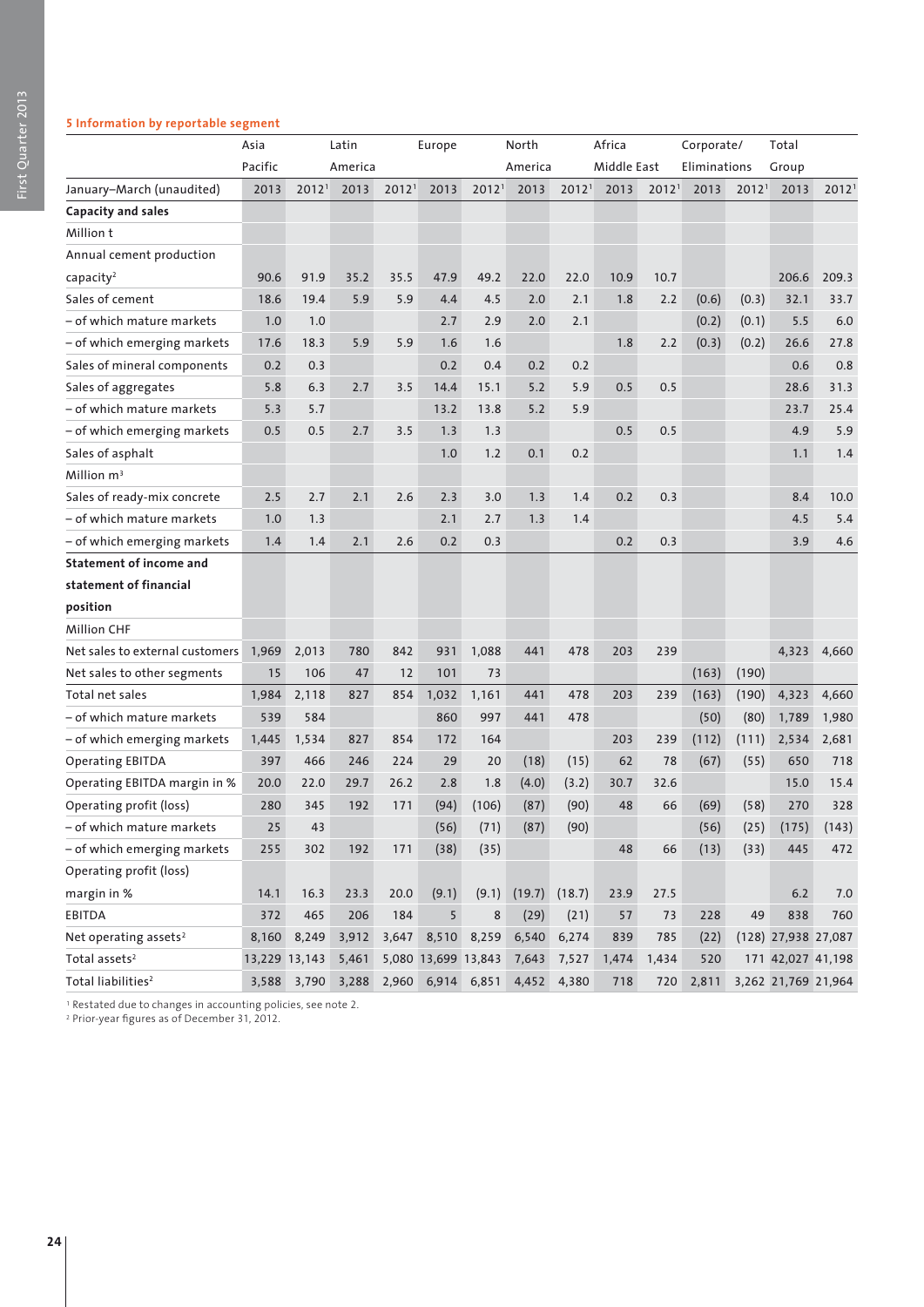### 5 Information by reportable segment

| January–March (unaudited) | Asia Pacific | | Latin America | | Europe | | North America | | Africa Middle East | | Corporate/ Eliminations | | Total Group | |
|---|---|---|---|---|---|---|---|---|---|---|---|---|---|---|
| | 2013 | 2012[1] | 2013 | 2012[1] | 2013 | 2012[1] | 2013 | 2012[1] | 2013 | 2012[1] | 2013 | 2012[1] | 2013 | 2012[1] |
| **Capacity and sales** | | | | | | | | | | | | | | |
| Million t | | | | | | | | | | | | | | |
| Annual cement production capacity[2] | 90.6 | 91.9 | 35.2 | 35.5 | 47.9 | 49.2 | 22.0 | 22.0 | 10.9 | 10.7 | | | 206.6 | 209.3 |
| Sales of cement | 18.6 | 19.4 | 5.9 | 5.9 | 4.4 | 4.5 | 2.0 | 2.1 | 1.8 | 2.2 | (0.6) | (0.3) | 32.1 | 33.7 |
| – of which mature markets | 1.0 | 1.0 | | | 2.7 | 2.9 | 2.0 | 2.1 | | | (0.2) | (0.1) | 5.5 | 6.0 |
| – of which emerging markets | 17.6 | 18.3 | 5.9 | 5.9 | 1.6 | 1.6 | | | 1.8 | 2.2 | (0.3) | (0.2) | 26.6 | 27.8 |
| Sales of mineral components | 0.2 | 0.3 | | | 0.2 | 0.4 | 0.2 | 0.2 | | | | | 0.6 | 0.8 |
| Sales of aggregates | 5.8 | 6.3 | 2.7 | 3.5 | 14.4 | 15.1 | 5.2 | 5.9 | 0.5 | 0.5 | | | 28.6 | 31.3 |
| – of which mature markets | 5.3 | 5.7 | | | 13.2 | 13.8 | 5.2 | 5.9 | | | | | 23.7 | 25.4 |
| – of which emerging markets | 0.5 | 0.5 | 2.7 | 3.5 | 1.3 | 1.3 | | | 0.5 | 0.5 | | | 4.9 | 5.9 |
| Sales of asphalt | | | | | 1.0 | 1.2 | 0.1 | 0.2 | | | | | 1.1 | 1.4 |
| Million m³ | | | | | | | | | | | | | | |
| Sales of ready-mix concrete | 2.5 | 2.7 | 2.1 | 2.6 | 2.3 | 3.0 | 1.3 | 1.4 | 0.2 | 0.3 | | | 8.4 | 10.0 |
| – of which mature markets | 1.0 | 1.3 | | | 2.1 | 2.7 | 1.3 | 1.4 | | | | | 4.5 | 5.4 |
| – of which emerging markets | 1.4 | 1.4 | 2.1 | 2.6 | 0.2 | 0.3 | | | 0.2 | 0.3 | | | 3.9 | 4.6 |
| **Statement of income and statement of financial position** | | | | | | | | | | | | | | |
| Million CHF | | | | | | | | | | | | | | |
| Net sales to external customers | 1,969 | 2,013 | 780 | 842 | 931 | 1,088 | 441 | 478 | 203 | 239 | | | 4,323 | 4,660 |
| Net sales to other segments | 15 | 106 | 47 | 12 | 101 | 73 | | | | | (163) | (190) | | |
| Total net sales | 1,984 | 2,118 | 827 | 854 | 1,032 | 1,161 | 441 | 478 | 203 | 239 | (163) | (190) | 4,323 | 4,660 |
| – of which mature markets | 539 | 584 | | | 860 | 997 | 441 | 478 | | | (50) | (80) | 1,789 | 1,980 |
| – of which emerging markets | 1,445 | 1,534 | 827 | 854 | 172 | 164 | | | 203 | 239 | (112) | (111) | 2,534 | 2,681 |
| Operating EBITDA | 397 | 466 | 246 | 224 | 29 | 20 | (18) | (15) | 62 | 78 | (67) | (55) | 650 | 718 |
| Operating EBITDA margin in % | 20.0 | 22.0 | 29.7 | 26.2 | 2.8 | 1.8 | (4.0) | (3.2) | 30.7 | 32.6 | | | 15.0 | 15.4 |
| Operating profit (loss) | 280 | 345 | 192 | 171 | (94) | (106) | (87) | (90) | 48 | 66 | (69) | (58) | 270 | 328 |
| – of which mature markets | 25 | 43 | | | (56) | (71) | (87) | (90) | | | (56) | (25) | (175) | (143) |
| – of which emerging markets | 255 | 302 | 192 | 171 | (38) | (35) | | | 48 | 66 | (13) | (33) | 445 | 472 |
| Operating profit (loss) margin in % | 14.1 | 16.3 | 23.3 | 20.0 | (9.1) | (9.1) | (19.7) | (18.7) | 23.9 | 27.5 | | | 6.2 | 7.0 |
| EBITDA | 372 | 465 | 206 | 184 | 5 | 8 | (29) | (21) | 57 | 73 | 228 | 49 | 838 | 760 |
| Net operating assets[2] | 8,160 | 8,249 | 3,912 | 3,647 | 8,510 | 8,259 | 6,540 | 6,274 | 839 | 785 | (22) | (128) | 27,938 | 27,087 |
| Total assets[2] | 13,229 | 13,143 | 5,461 | 5,080 | 13,699 | 13,843 | 7,643 | 7,527 | 1,474 | 1,434 | 520 | 171 | 42,027 | 41,198 |
| Total liabilities[2] | 3,588 | 3,790 | 3,288 | 2,960 | 6,914 | 6,851 | 4,452 | 4,380 | 718 | 720 | 2,811 | 3,262 | 21,769 | 21,964 |

[1] Restated due to changes in accounting policies, see note 2.
[2] Prior-year figures as of December 31, 2012.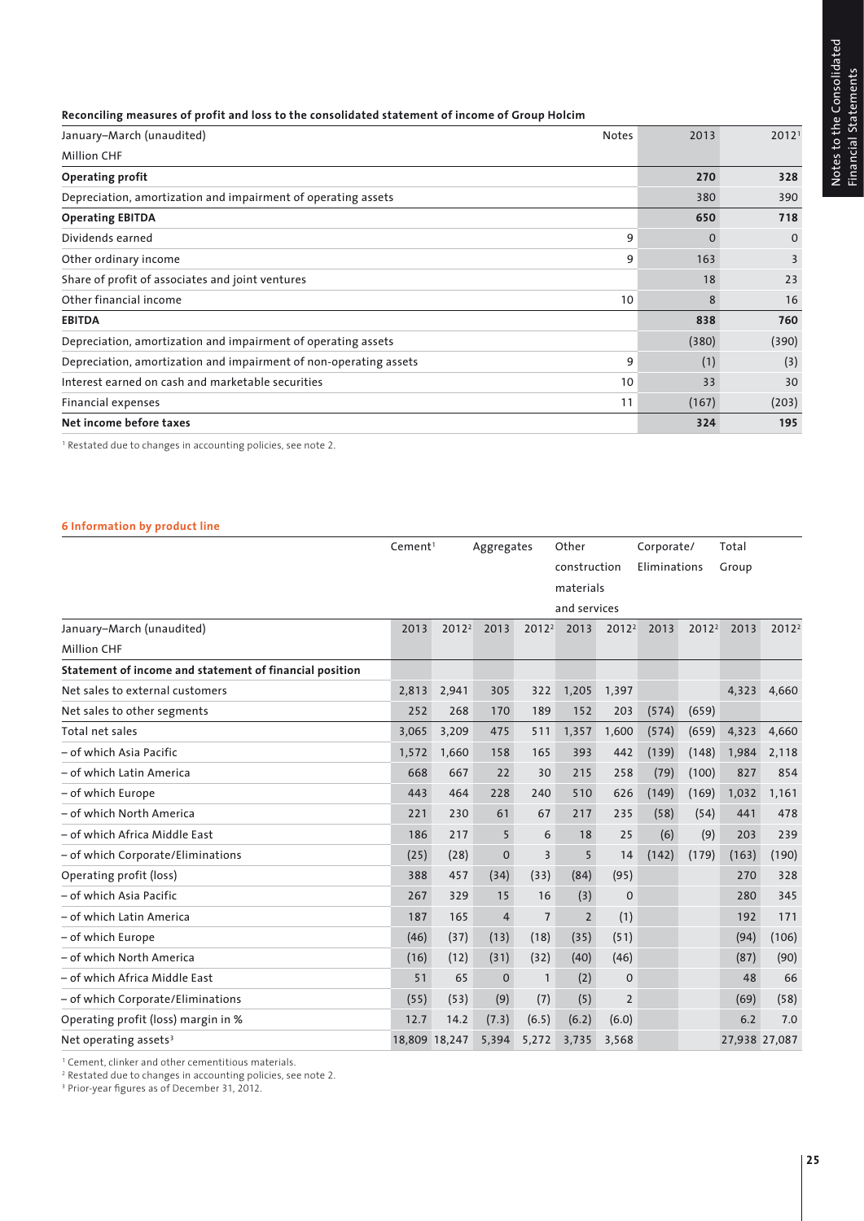**Reconciling measures of profit and loss to the consolidated statement of income of Group Holcim**

| January–March (unaudited) | Notes | 2013 | 2012[1] |
|---|---|---|---|
| Million CHF | | | |
| **Operating profit** | | **270** | **328** |
| Depreciation, amortization and impairment of operating assets | | 380 | 390 |
| **Operating EBITDA** | | **650** | **718** |
| Dividends earned | 9 | 0 | 0 |
| Other ordinary income | 9 | 163 | 3 |
| Share of profit of associates and joint ventures | | 18 | 23 |
| Other financial income | 10 | 8 | 16 |
| **EBITDA** | | **838** | **760** |
| Depreciation, amortization and impairment of operating assets | | (380) | (390) |
| Depreciation, amortization and impairment of non-operating assets | 9 | (1) | (3) |
| Interest earned on cash and marketable securities | 10 | 33 | 30 |
| Financial expenses | 11 | (167) | (203) |
| **Net income before taxes** | | **324** | **195** |

[1] Restated due to changes in accounting policies, see note 2.

## 6 Information by product line

| | Cement[1] | | Aggregates | | Other construction materials and services | | Corporate/ Eliminations | | Total Group | |
|---|---|---|---|---|---|---|---|---|---|---|
| January–March (unaudited) | 2013 | 2012[2] | 2013 | 2012[2] | 2013 | 2012[2] | 2013 | 2012[2] | 2013 | 2012[2] |
| Million CHF | | | | | | | | | | |
| **Statement of income and statement of financial position** | | | | | | | | | | |
| Net sales to external customers | 2,813 | 2,941 | 305 | 322 | 1,205 | 1,397 | | | 4,323 | 4,660 |
| Net sales to other segments | 252 | 268 | 170 | 189 | 152 | 203 | (574) | (659) | | |
| Total net sales | 3,065 | 3,209 | 475 | 511 | 1,357 | 1,600 | (574) | (659) | 4,323 | 4,660 |
| – of which Asia Pacific | 1,572 | 1,660 | 158 | 165 | 393 | 442 | (139) | (148) | 1,984 | 2,118 |
| – of which Latin America | 668 | 667 | 22 | 30 | 215 | 258 | (79) | (100) | 827 | 854 |
| – of which Europe | 443 | 464 | 228 | 240 | 510 | 626 | (149) | (169) | 1,032 | 1,161 |
| – of which North America | 221 | 230 | 61 | 67 | 217 | 235 | (58) | (54) | 441 | 478 |
| – of which Africa Middle East | 186 | 217 | 5 | 6 | 18 | 25 | (6) | (9) | 203 | 239 |
| – of which Corporate/Eliminations | (25) | (28) | 0 | 3 | 5 | 14 | (142) | (179) | (163) | (190) |
| Operating profit (loss) | 388 | 457 | (34) | (33) | (84) | (95) | | | 270 | 328 |
| – of which Asia Pacific | 267 | 329 | 15 | 16 | (3) | 0 | | | 280 | 345 |
| – of which Latin America | 187 | 165 | 4 | 7 | 2 | (1) | | | 192 | 171 |
| – of which Europe | (46) | (37) | (13) | (18) | (35) | (51) | | | (94) | (106) |
| – of which North America | (16) | (12) | (31) | (32) | (40) | (46) | | | (87) | (90) |
| – of which Africa Middle East | 51 | 65 | 0 | 1 | (2) | 0 | | | 48 | 66 |
| – of which Corporate/Eliminations | (55) | (53) | (9) | (7) | (5) | 2 | | | (69) | (58) |
| Operating profit (loss) margin in % | 12.7 | 14.2 | (7.3) | (6.5) | (6.2) | (6.0) | | | 6.2 | 7.0 |
| Net operating assets[3] | 18,809 | 18,247 | 5,394 | 5,272 | 3,735 | 3,568 | | | 27,938 | 27,087 |

[1] Cement, clinker and other cementitious materials.
[2] Restated due to changes in accounting policies, see note 2.
[3] Prior-year figures as of December 31, 2012.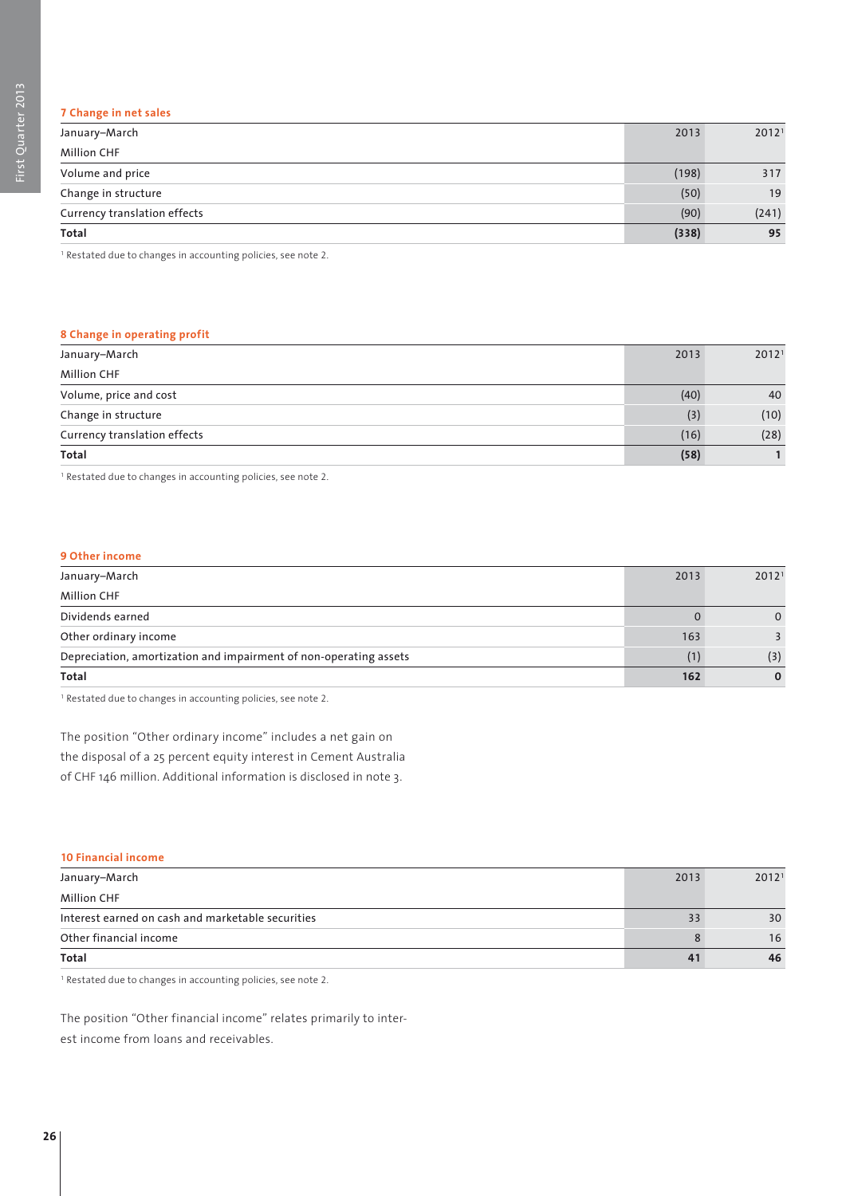### 7 Change in net sales

| January–March<br>Million CHF | 2013 | 2012[1] |
|---|---|---|
| Volume and price | (198) | 317 |
| Change in structure | (50) | 19 |
| Currency translation effects | (90) | (241) |
| **Total** | **(338)** | **95** |

[1] Restated due to changes in accounting policies, see note 2.

### 8 Change in operating profit

| January–March<br>Million CHF | 2013 | 2012[1] |
|---|---|---|
| Volume, price and cost | (40) | 40 |
| Change in structure | (3) | (10) |
| Currency translation effects | (16) | (28) |
| **Total** | **(58)** | **1** |

[1] Restated due to changes in accounting policies, see note 2.

### 9 Other income

| January–March<br>Million CHF | 2013 | 2012[1] |
|---|---|---|
| Dividends earned | 0 | 0 |
| Other ordinary income | 163 | 3 |
| Depreciation, amortization and impairment of non-operating assets | (1) | (3) |
| **Total** | **162** | **0** |

[1] Restated due to changes in accounting policies, see note 2.

The position "Other ordinary income" includes a net gain on the disposal of a 25 percent equity interest in Cement Australia of CHF 146 million. Additional information is disclosed in note 3.

### 10 Financial income

| January–March<br>Million CHF | 2013 | 2012[1] |
|---|---|---|
| Interest earned on cash and marketable securities | 33 | 30 |
| Other financial income | 8 | 16 |
| **Total** | **41** | **46** |

[1] Restated due to changes in accounting policies, see note 2.

The position "Other financial income" relates primarily to interest income from loans and receivables.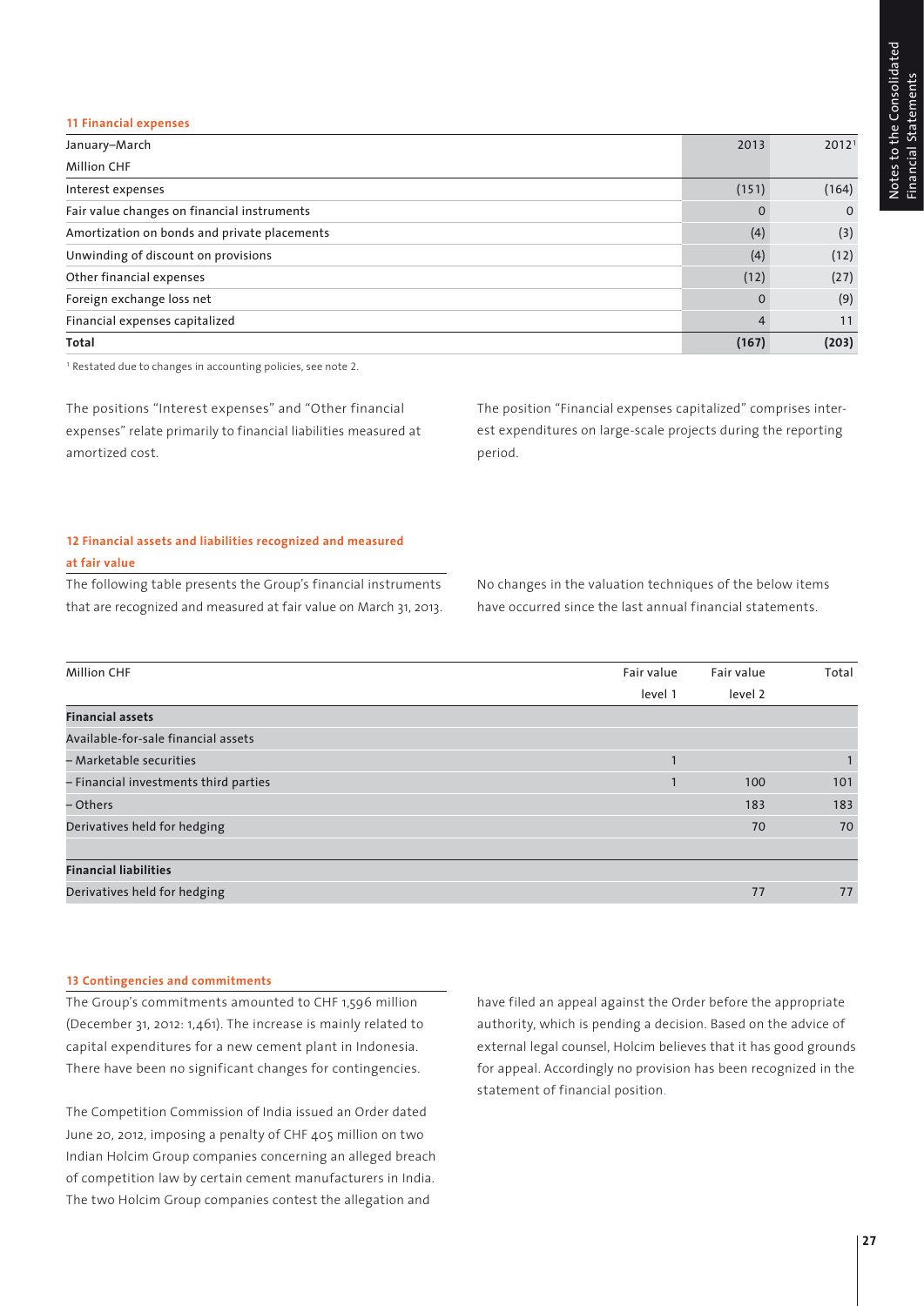### 11 Financial expenses

| January–March<br>Million CHF | 2013 | 2012[1] |
|---|---|---|
| Interest expenses | (151) | (164) |
| Fair value changes on financial instruments | 0 | 0 |
| Amortization on bonds and private placements | (4) | (3) |
| Unwinding of discount on provisions | (4) | (12) |
| Other financial expenses | (12) | (27) |
| Foreign exchange loss net | 0 | (9) |
| Financial expenses capitalized | 4 | 11 |
| **Total** | **(167)** | **(203)** |

[1] Restated due to changes in accounting policies, see note 2.

The positions "Interest expenses" and "Other financial expenses" relate primarily to financial liabilities measured at amortized cost.

The position "Financial expenses capitalized" comprises interest expenditures on large-scale projects during the reporting period.

### 12 Financial assets and liabilities recognized and measured at fair value

The following table presents the Group's financial instruments that are recognized and measured at fair value on March 31, 2013.

No changes in the valuation techniques of the below items have occurred since the last annual financial statements.

| Million CHF | Fair value level 1 | Fair value level 2 | Total |
|---|---|---|---|
| **Financial assets** | | | |
| Available-for-sale financial assets | | | |
| – Marketable securities | 1 | | 1 |
| – Financial investments third parties | 1 | 100 | 101 |
| – Others | | 183 | 183 |
| Derivatives held for hedging | | 70 | 70 |
| | | | |
| **Financial liabilities** | | | |
| Derivatives held for hedging | | 77 | 77 |

### 13 Contingencies and commitments

The Group's commitments amounted to CHF 1,596 million (December 31, 2012: 1,461). The increase is mainly related to capital expenditures for a new cement plant in Indonesia. There have been no significant changes for contingencies.

The Competition Commission of India issued an Order dated June 20, 2012, imposing a penalty of CHF 405 million on two Indian Holcim Group companies concerning an alleged breach of competition law by certain cement manufacturers in India. The two Holcim Group companies contest the allegation and have filed an appeal against the Order before the appropriate authority, which is pending a decision. Based on the advice of external legal counsel, Holcim believes that it has good grounds for appeal. Accordingly no provision has been recognized in the statement of financial position.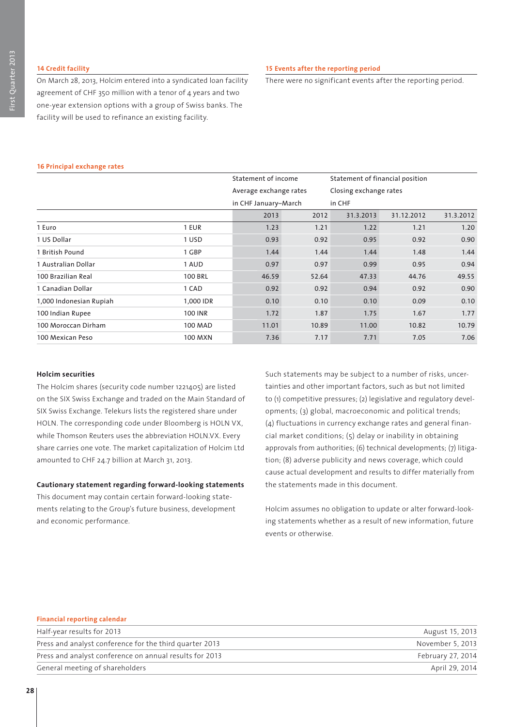#### 14 Credit facility

On March 28, 2013, Holcim entered into a syndicated loan facility agreement of CHF 350 million with a tenor of 4 years and two one-year extension options with a group of Swiss banks. The facility will be used to refinance an existing facility.

#### 15 Events after the reporting period

There were no significant events after the reporting period.

#### 16 Principal exchange rates

| | | Statement of income Average exchange rates in CHF January–March | | Statement of financial position Closing exchange rates in CHF | | |
|---|---|---|---|---|---|---|
| | | 2013 | 2012 | 31.3.2013 | 31.12.2012 | 31.3.2012 |
| 1 Euro | 1 EUR | 1.23 | 1.21 | 1.22 | 1.21 | 1.20 |
| 1 US Dollar | 1 USD | 0.93 | 0.92 | 0.95 | 0.92 | 0.90 |
| 1 British Pound | 1 GBP | 1.44 | 1.44 | 1.44 | 1.48 | 1.44 |
| 1 Australian Dollar | 1 AUD | 0.97 | 0.97 | 0.99 | 0.95 | 0.94 |
| 100 Brazilian Real | 100 BRL | 46.59 | 52.64 | 47.33 | 44.76 | 49.55 |
| 1 Canadian Dollar | 1 CAD | 0.92 | 0.92 | 0.94 | 0.92 | 0.90 |
| 1,000 Indonesian Rupiah | 1,000 IDR | 0.10 | 0.10 | 0.10 | 0.09 | 0.10 |
| 100 Indian Rupee | 100 INR | 1.72 | 1.87 | 1.75 | 1.67 | 1.77 |
| 100 Moroccan Dirham | 100 MAD | 11.01 | 10.89 | 11.00 | 10.82 | 10.79 |
| 100 Mexican Peso | 100 MXN | 7.36 | 7.17 | 7.71 | 7.05 | 7.06 |

**Holcim securities**

The Holcim shares (security code number 1221405) are listed on the SIX Swiss Exchange and traded on the Main Standard of SIX Swiss Exchange. Telekurs lists the registered share under HOLN. The corresponding code under Bloomberg is HOLN VX, while Thomson Reuters uses the abbreviation HOLN.VX. Every share carries one vote. The market capitalization of Holcim Ltd amounted to CHF 24.7 billion at March 31, 2013.

**Cautionary statement regarding forward-looking statements**

This document may contain certain forward-looking statements relating to the Group's future business, development and economic performance.

Such statements may be subject to a number of risks, uncertainties and other important factors, such as but not limited to (1) competitive pressures; (2) legislative and regulatory developments; (3) global, macroeconomic and political trends; (4) fluctuations in currency exchange rates and general financial market conditions; (5) delay or inability in obtaining approvals from authorities; (6) technical developments; (7) litigation; (8) adverse publicity and news coverage, which could cause actual development and results to differ materially from the statements made in this document.

Holcim assumes no obligation to update or alter forward-looking statements whether as a result of new information, future events or otherwise.

#### Financial reporting calendar

| | |
|---|---|
| Half-year results for 2013 | August 15, 2013 |
| Press and analyst conference for the third quarter 2013 | November 5, 2013 |
| Press and analyst conference on annual results for 2013 | February 27, 2014 |
| General meeting of shareholders | April 29, 2014 |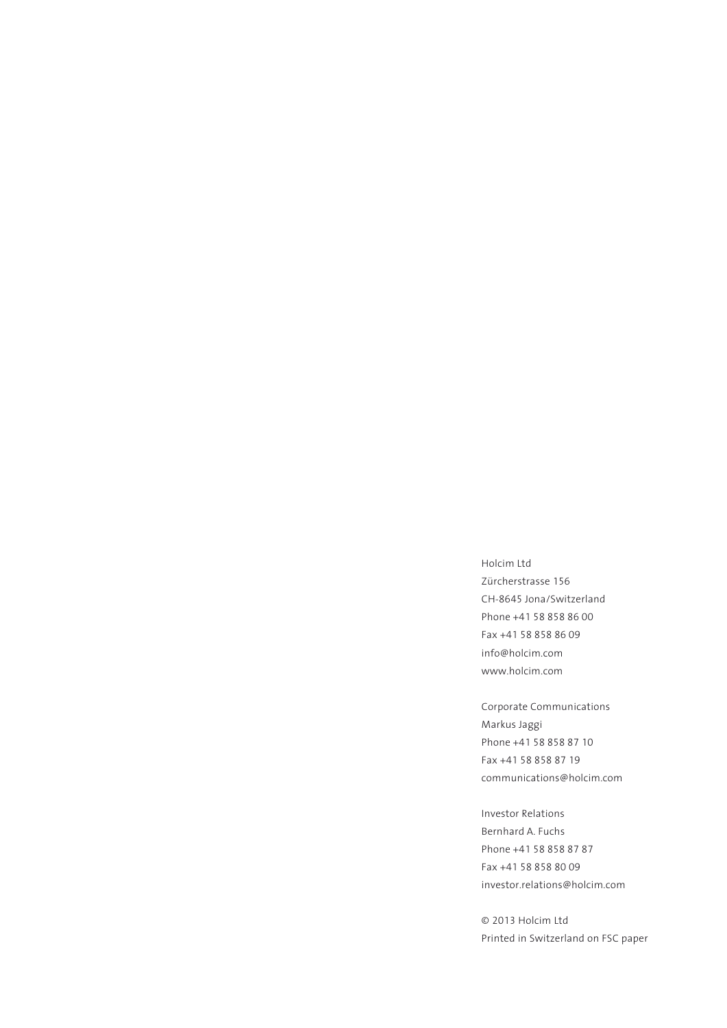Holcim Ltd
Zürcherstrasse 156
CH-8645 Jona/Switzerland
Phone +41 58 858 86 00
Fax +41 58 858 86 09
info@holcim.com
www.holcim.com

Corporate Communications
Markus Jaggi
Phone +41 58 858 87 10
Fax +41 58 858 87 19
communications@holcim.com

Investor Relations
Bernhard A. Fuchs
Phone +41 58 858 87 87
Fax +41 58 858 80 09
investor.relations@holcim.com

© 2013 Holcim Ltd
Printed in Switzerland on FSC paper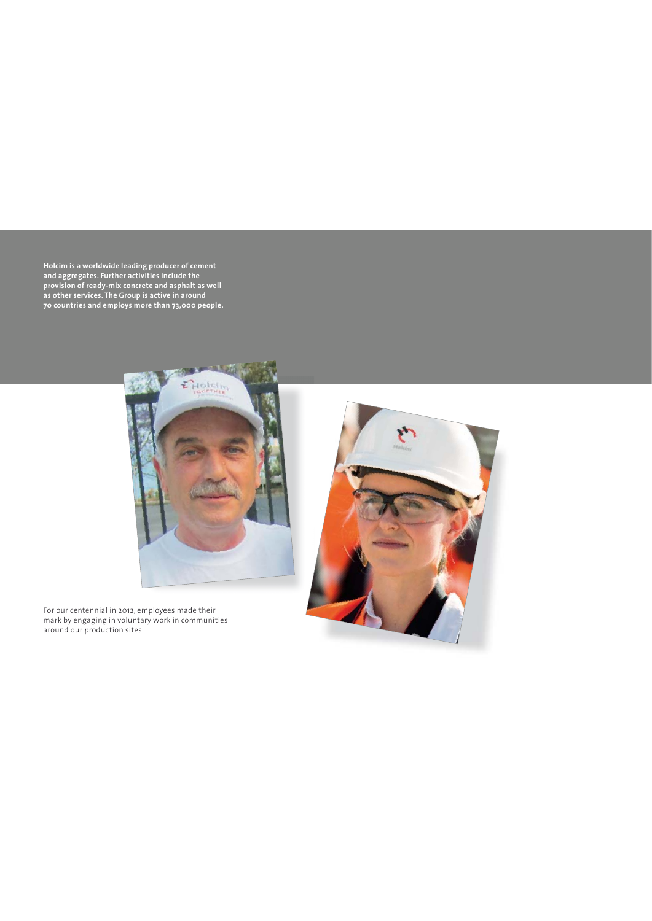**Holcim is a worldwide leading producer of cement and aggregates. Further activities include the provision of ready-mix concrete and asphalt as well as other services. The Group is active in around 70 countries and employs more than 73,000 people.**

For our centennial in 2012, employees made their mark by engaging in voluntary work in communities around our production sites.